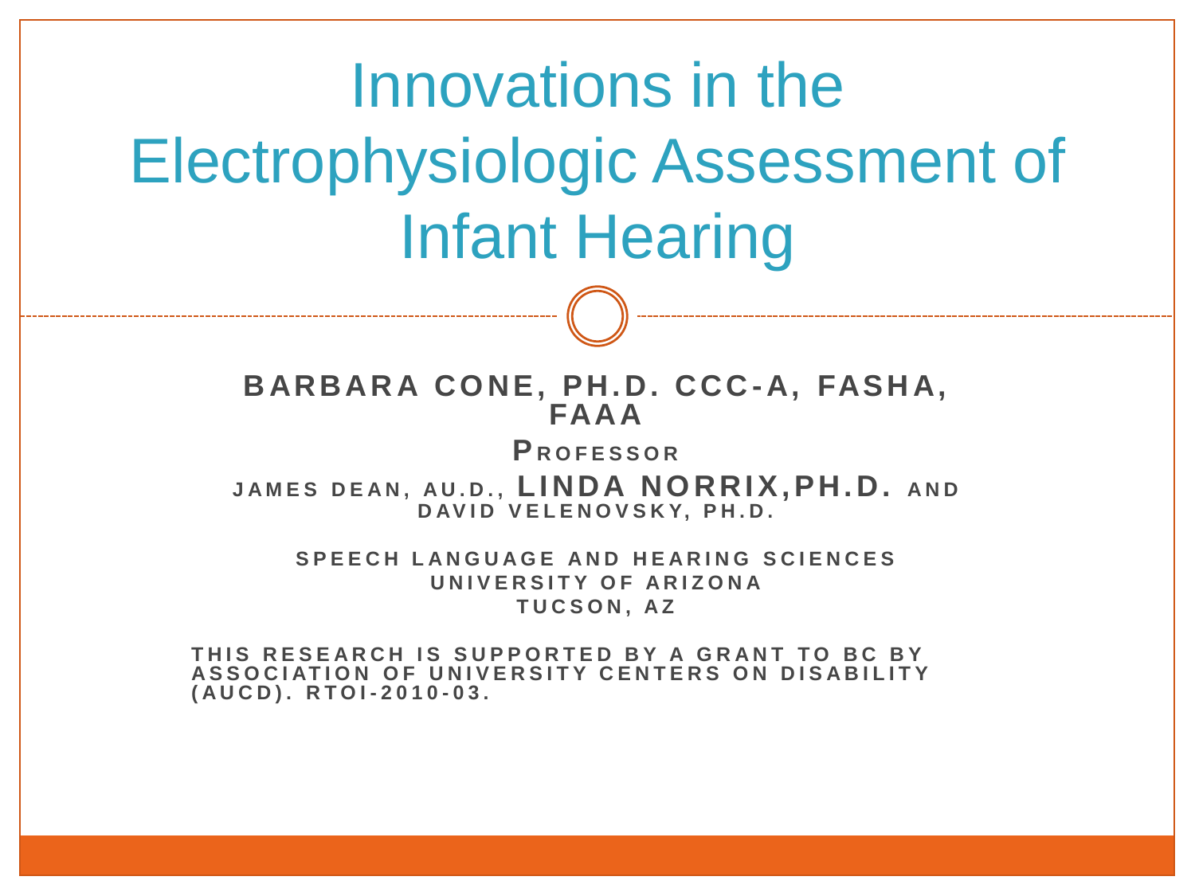# Innovations in the Electrophysiologic Assessment of Infant Hearing

**BARBARA CONE, PH.D. CCC-A, FASHA, FAAA**

**PROFESSOR**

**JAMES DEAN, AU.D., LINDA NORRIX,PH.D. AND DAVID VELENOVSKY, PH.D.**

**SPEECH LANGUAGE AND HEARING SCIENCES**
**UNIVERSITY OF ARIZONA**
**TUCSON, AZ**

**THIS RESEARCH IS SUPPORTED BY A GRANT TO BC BY ASSOCIATION OF UNIVERSITY CENTERS ON DISABILITY (AUCD). RTOI-2010-03.**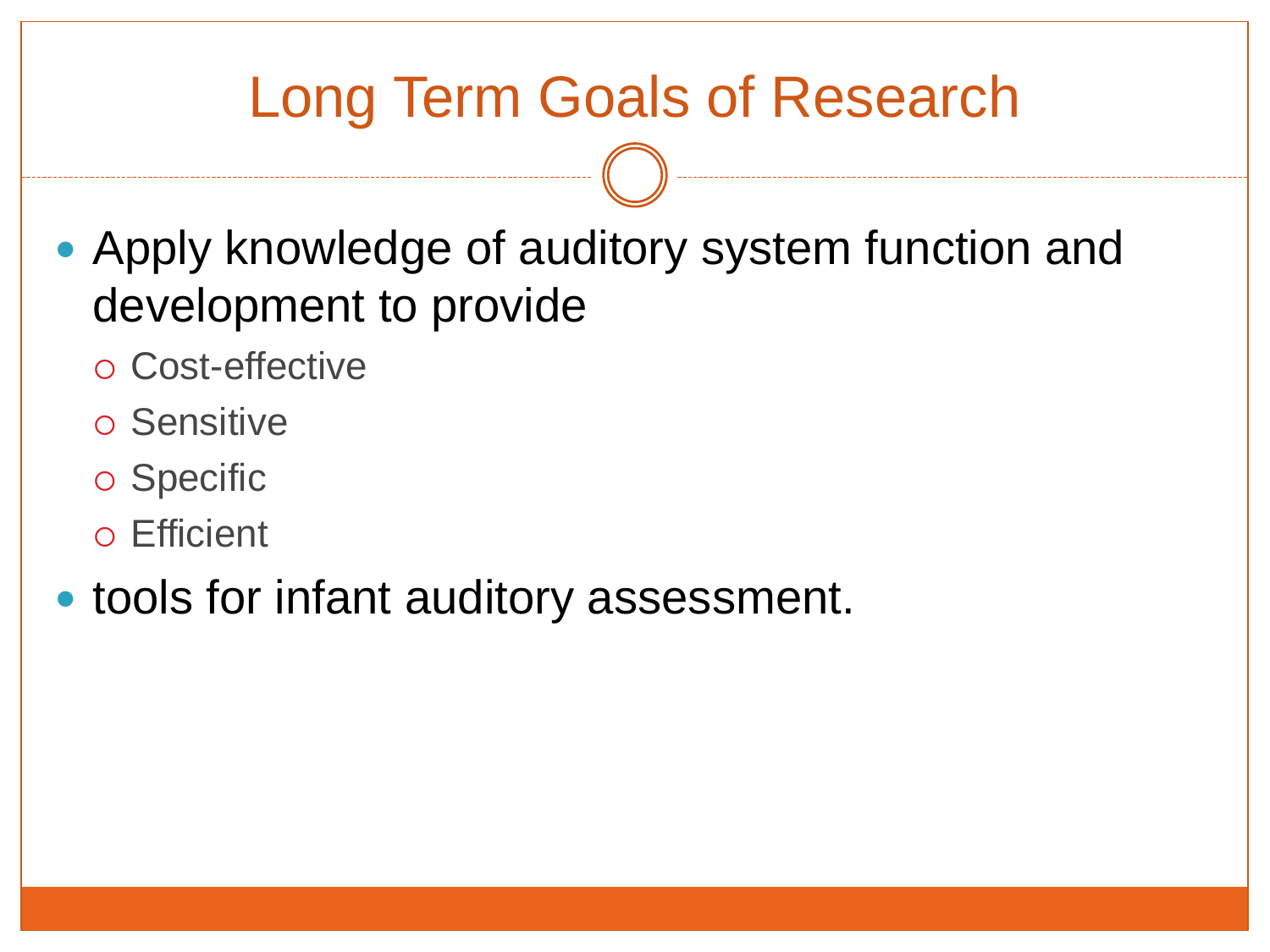# Long Term Goals of Research

- Apply knowledge of auditory system function and development to provide
  - Cost-effective
  - Sensitive
  - Specific
  - Efficient
- tools for infant auditory assessment.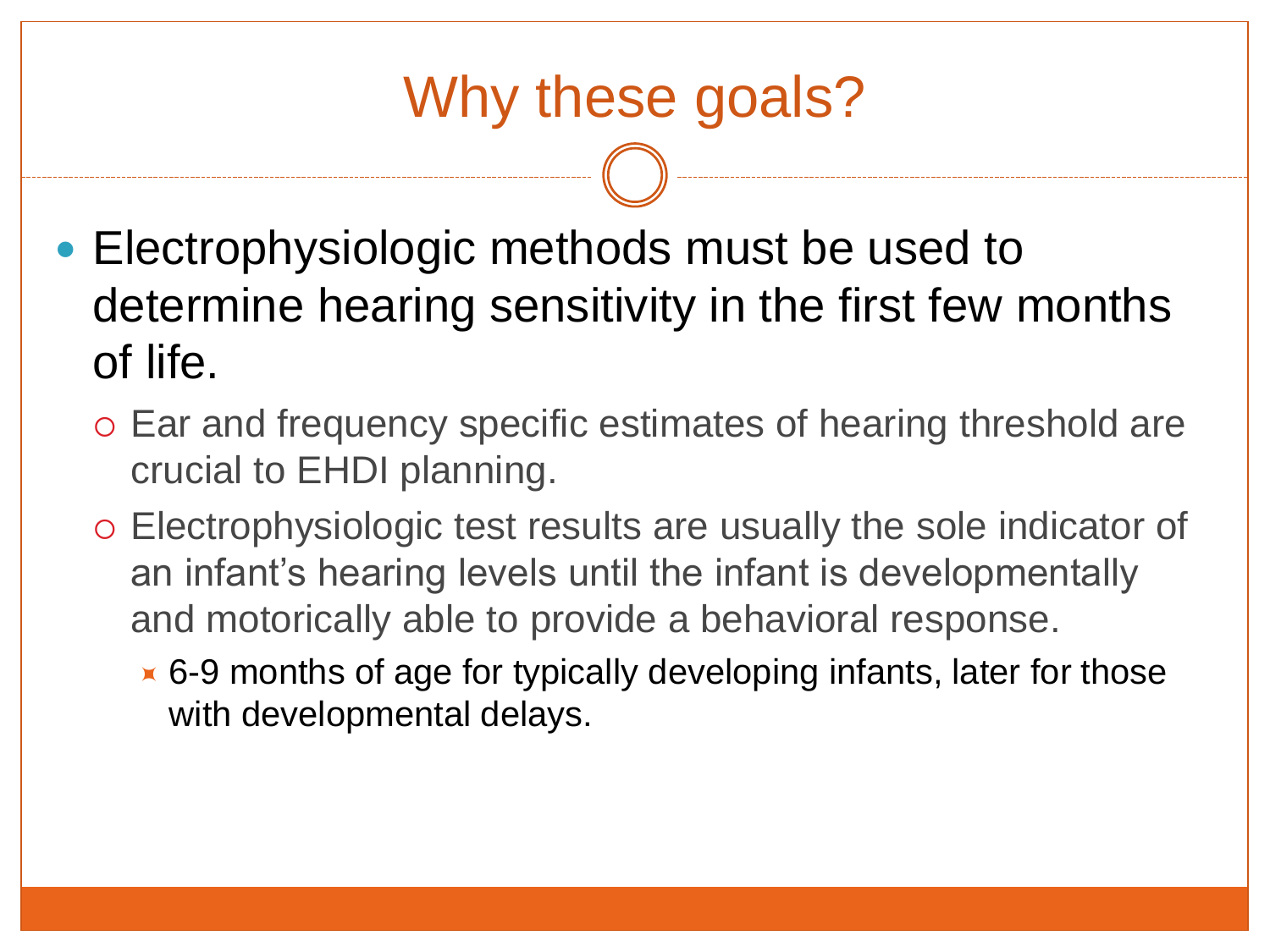# Why these goals?

- Electrophysiologic methods must be used to determine hearing sensitivity in the first few months of life.
  - Ear and frequency specific estimates of hearing threshold are crucial to EHDI planning.
  - Electrophysiologic test results are usually the sole indicator of an infant's hearing levels until the infant is developmentally and motorically able to provide a behavioral response.
    - 6-9 months of age for typically developing infants, later for those with developmental delays.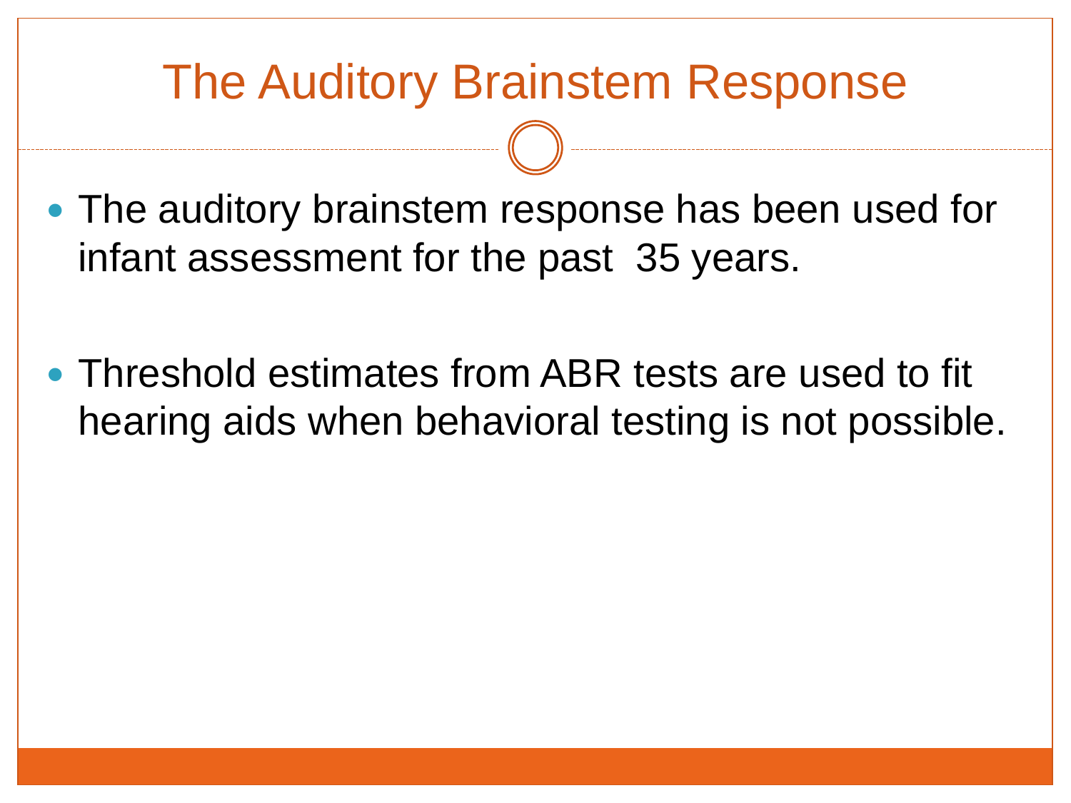# The Auditory Brainstem Response

- The auditory brainstem response has been used for infant assessment for the past 35 years.

- Threshold estimates from ABR tests are used to fit hearing aids when behavioral testing is not possible.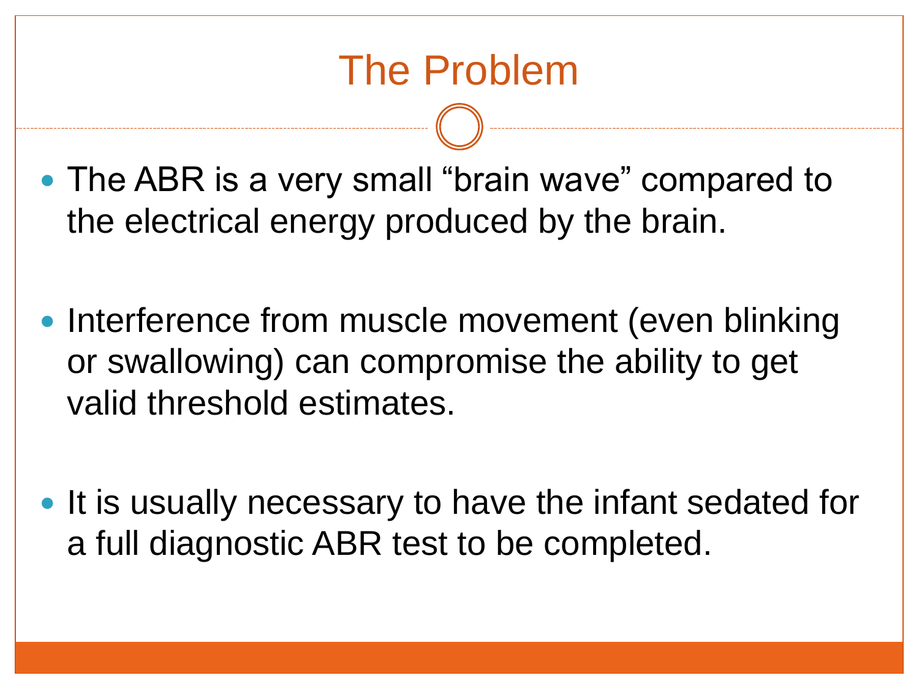# The Problem

- The ABR is a very small “brain wave” compared to the electrical energy produced by the brain.
- Interference from muscle movement (even blinking or swallowing) can compromise the ability to get valid threshold estimates.
- It is usually necessary to have the infant sedated for a full diagnostic ABR test to be completed.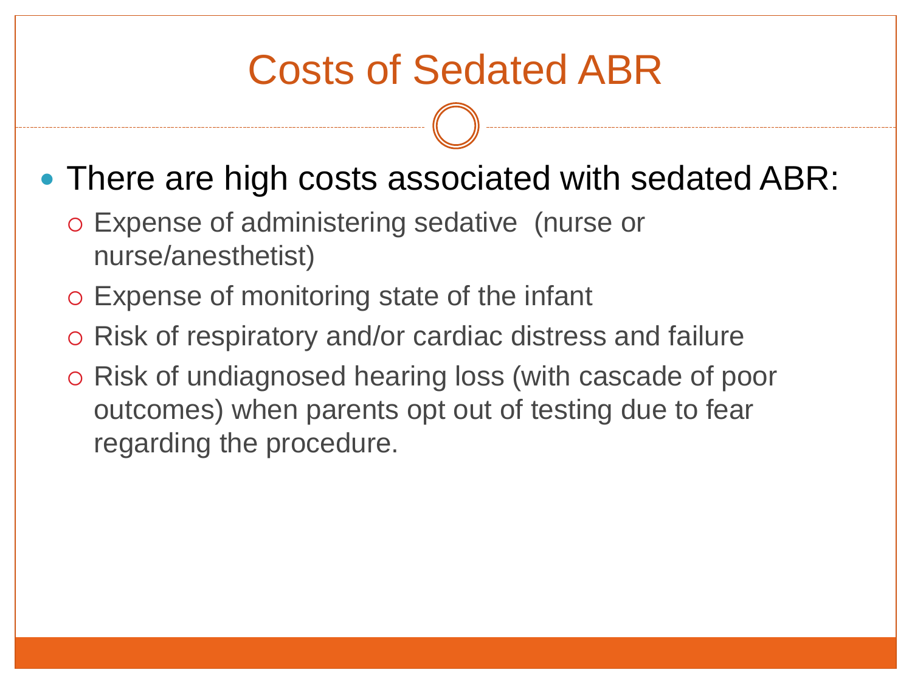# Costs of Sedated ABR

- There are high costs associated with sedated ABR:
  - Expense of administering sedative (nurse or nurse/anesthetist)
  - Expense of monitoring state of the infant
  - Risk of respiratory and/or cardiac distress and failure
  - Risk of undiagnosed hearing loss (with cascade of poor outcomes) when parents opt out of testing due to fear regarding the procedure.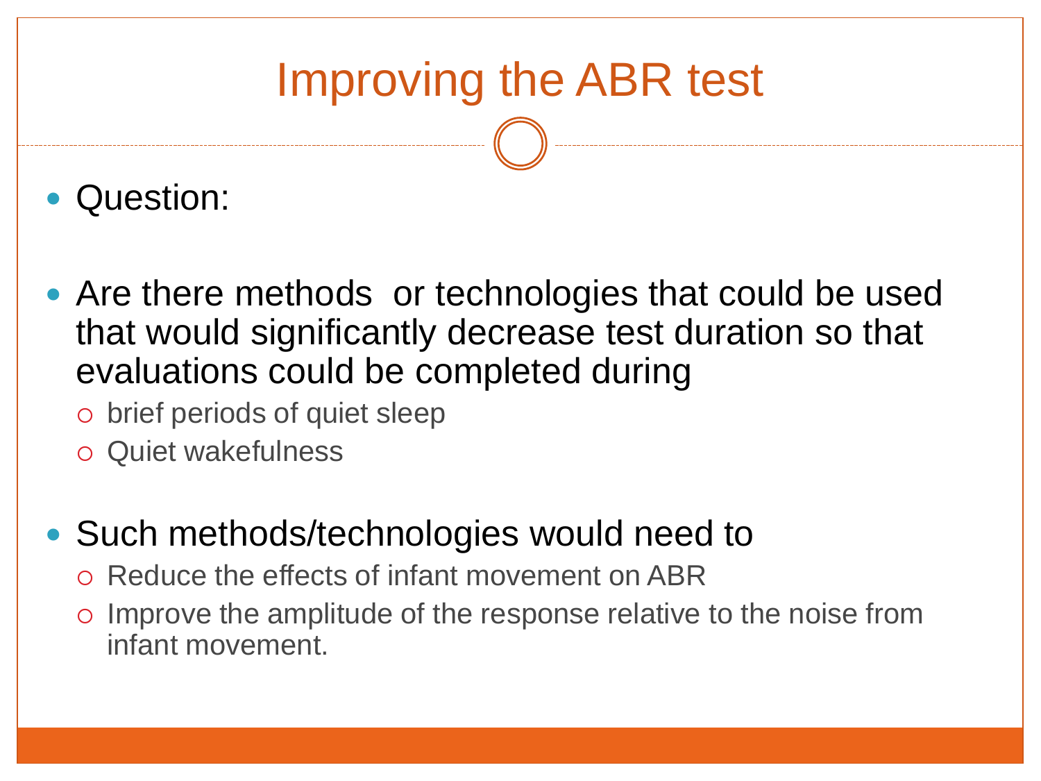# Improving the ABR test

- Question:

- Are there methods or technologies that could be used that would significantly decrease test duration so that evaluations could be completed during
  - brief periods of quiet sleep
  - Quiet wakefulness

- Such methods/technologies would need to
  - Reduce the effects of infant movement on ABR
  - Improve the amplitude of the response relative to the noise from infant movement.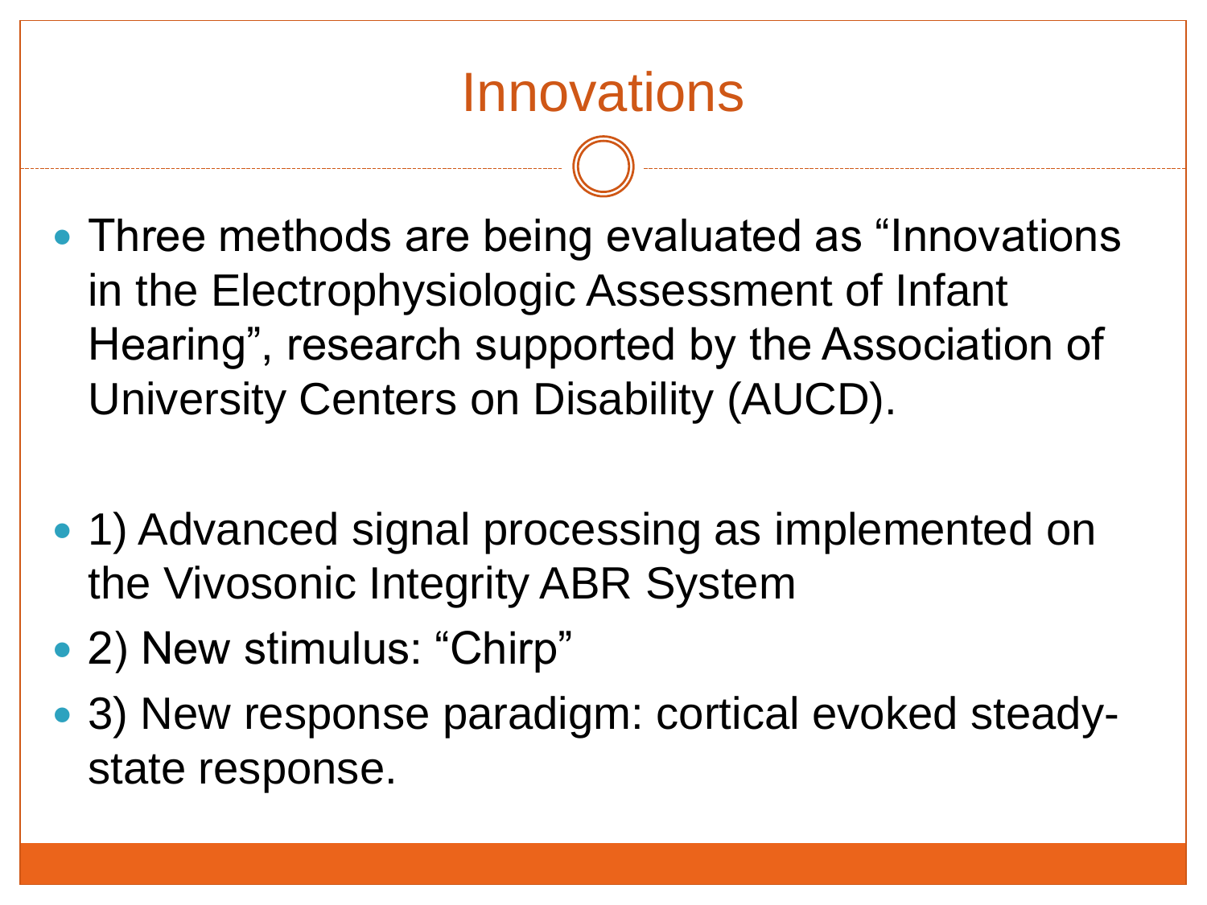# Innovations

- Three methods are being evaluated as "Innovations in the Electrophysiologic Assessment of Infant Hearing", research supported by the Association of University Centers on Disability (AUCD).

- 1) Advanced signal processing as implemented on the Vivosonic Integrity ABR System
- 2) New stimulus: "Chirp"
- 3) New response paradigm: cortical evoked steady-state response.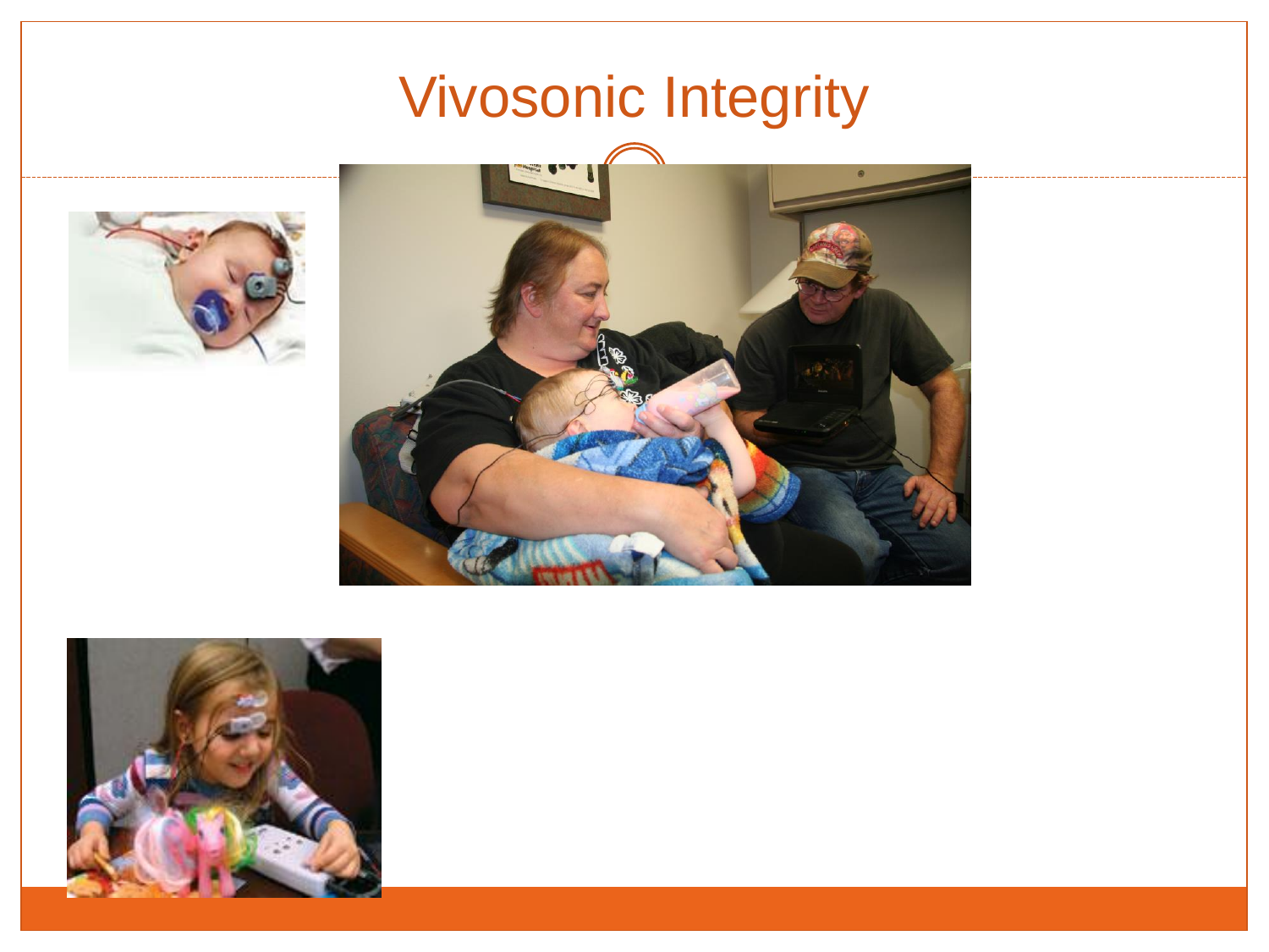# Vivosonic Integrity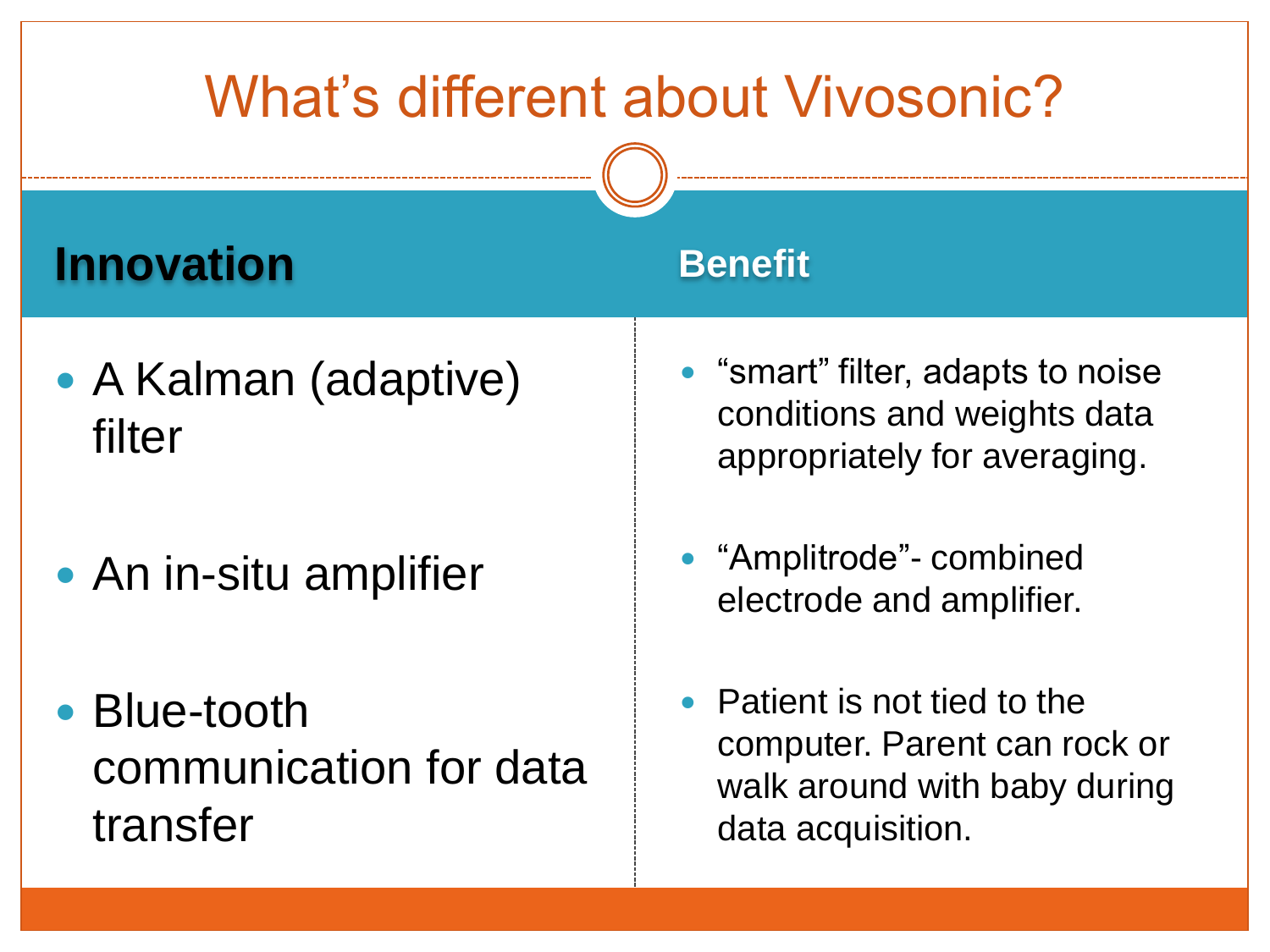# What's different about Vivosonic?

| Innovation | Benefit |
| --- | --- |
| A Kalman (adaptive) filter | "smart" filter, adapts to noise conditions and weights data appropriately for averaging. |
| An in-situ amplifier | "Amplitrode"- combined electrode and amplifier. |
| Blue-tooth communication for data transfer | Patient is not tied to the computer. Parent can rock or walk around with baby during data acquisition. |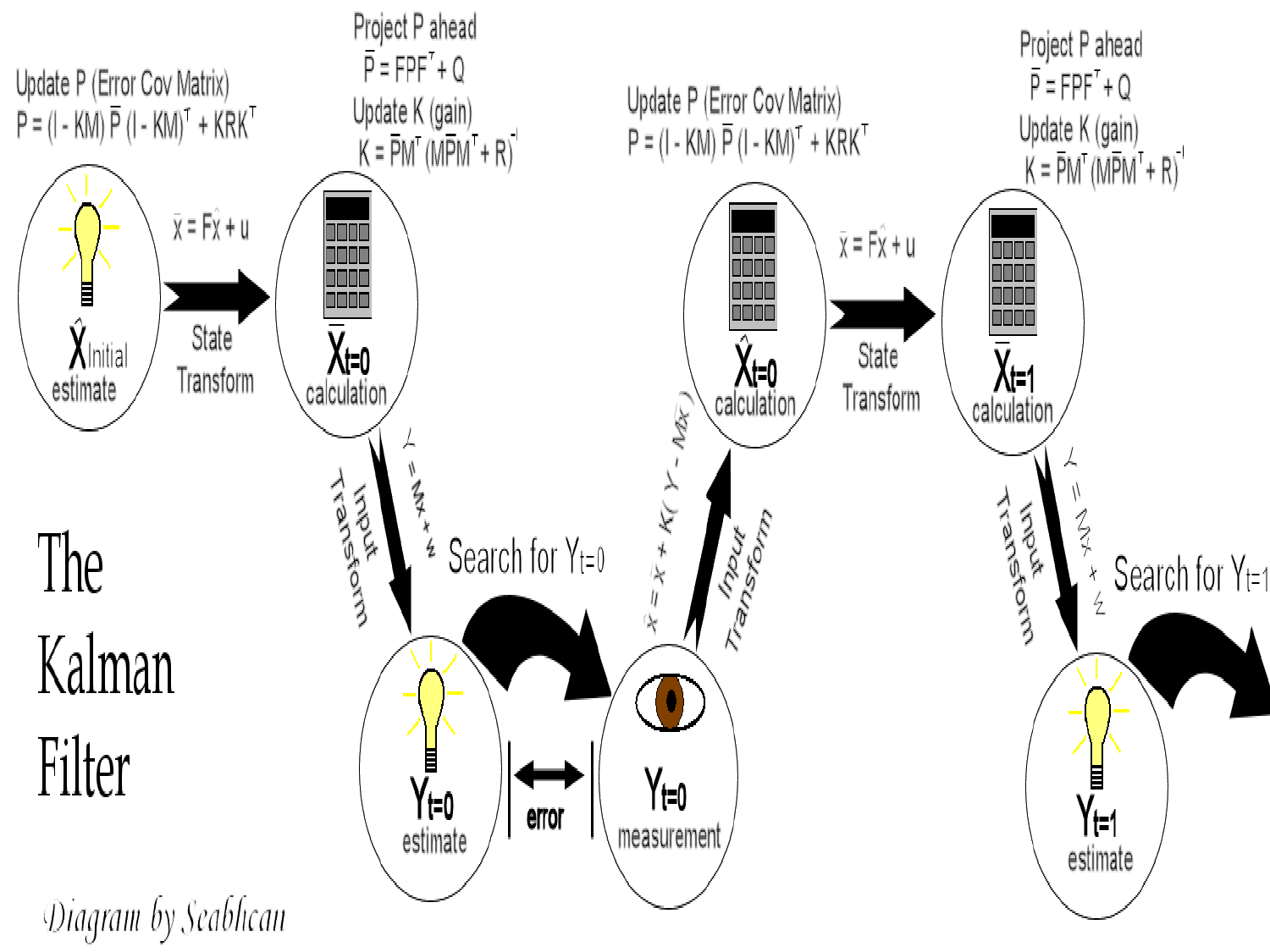# The Kalman Filter

Update P (Error Cov Matrix)
$P = (I - KM)\bar{P}(I - KM)^T + KRK^T$

Project P ahead
$\bar{P} = FPF^T + Q$

Update K (gain)
$K = \bar{P}M^T(M\bar{P}M^T + R)^{-1}$

$\hat{X}_{Initial}$ estimate

$\bar{x} = F\hat{x} + u$

State Transform

$\bar{X}_{t=0}$ calculation

Input Transform

$Y = M\bar{x} + w$

Search for $Y_{t=0}$

$Y_{t=0}$ estimate

error

$Y_{t=0}$ measurement

Input Transform

$\hat{x} = \bar{x} + K(Y - M\bar{x})$

Update P (Error Cov Matrix)
$P = (I - KM)\bar{P}(I - KM)^T + KRK^T$

$\hat{X}_{t=0}$ calculation

$\bar{x} = F\hat{x} + u$

State Transform

Project P ahead
$\bar{P} = FPF^T + Q$

Update K (gain)
$K = \bar{P}M^T(M\bar{P}M^T + R)^{-1}$

$\bar{X}_{t=1}$ calculation

Input Transform

$Y = M\bar{x} + w$

Search for $Y_{t=1}$

$Y_{t=1}$ estimate

*Diagram by Seabhcan*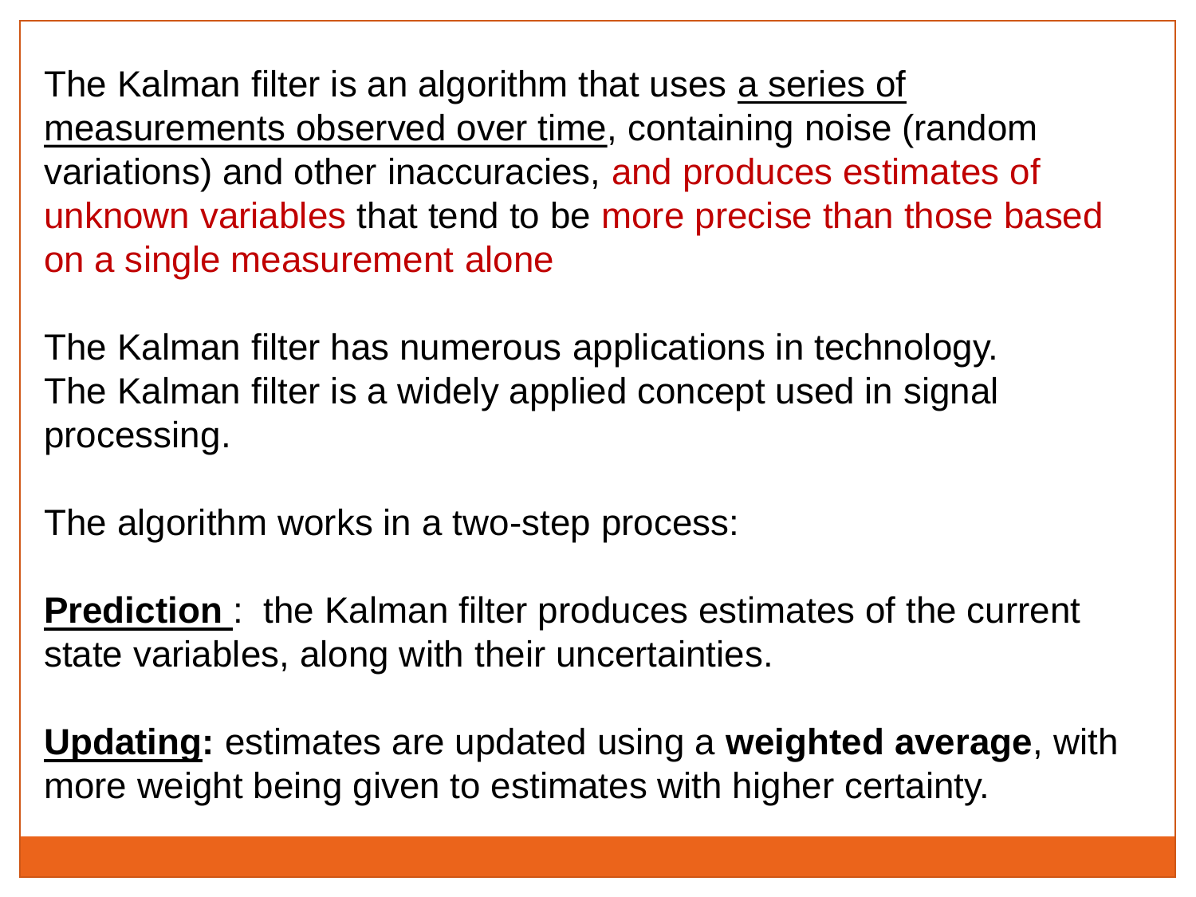The Kalman filter is an algorithm that uses a series of measurements observed over time, containing noise (random variations) and other inaccuracies, and produces estimates of unknown variables that tend to be more precise than those based on a single measurement alone

The Kalman filter has numerous applications in technology.
The Kalman filter is a widely applied concept used in signal processing.

The algorithm works in a two-step process:

**Prediction** : the Kalman filter produces estimates of the current state variables, along with their uncertainties.

**Updating:** estimates are updated using a **weighted average**, with more weight being given to estimates with higher certainty.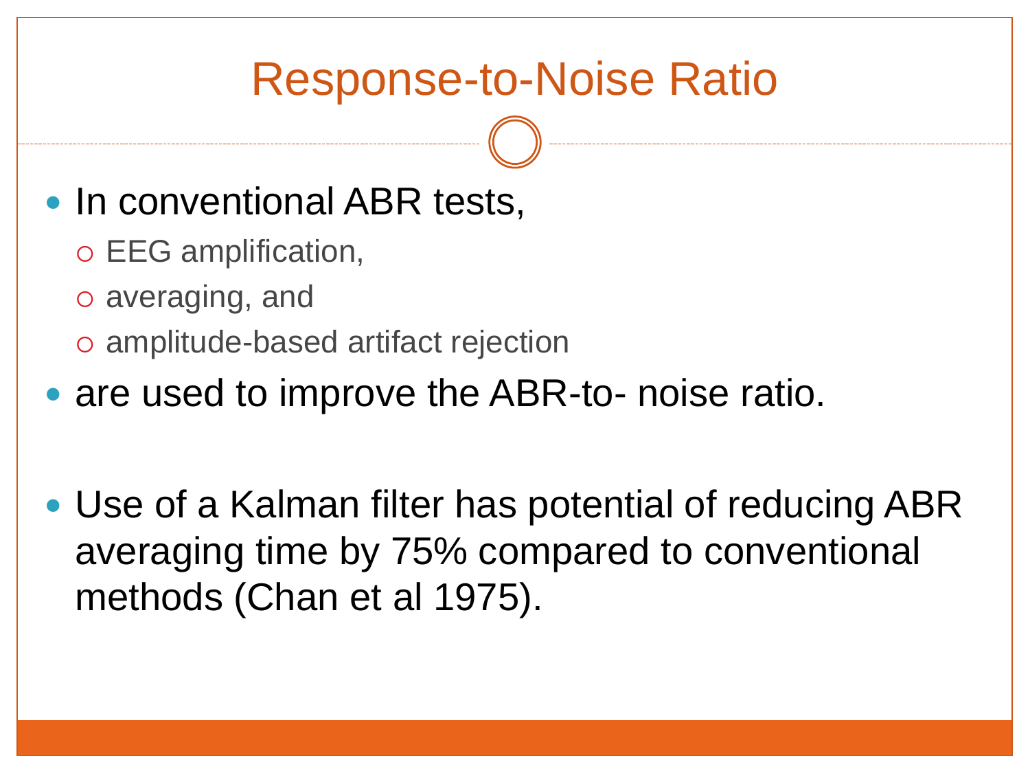# Response-to-Noise Ratio

- In conventional ABR tests,
  - EEG amplification,
  - averaging, and
  - amplitude-based artifact rejection
- are used to improve the ABR-to- noise ratio.

- Use of a Kalman filter has potential of reducing ABR averaging time by 75% compared to conventional methods (Chan et al 1975).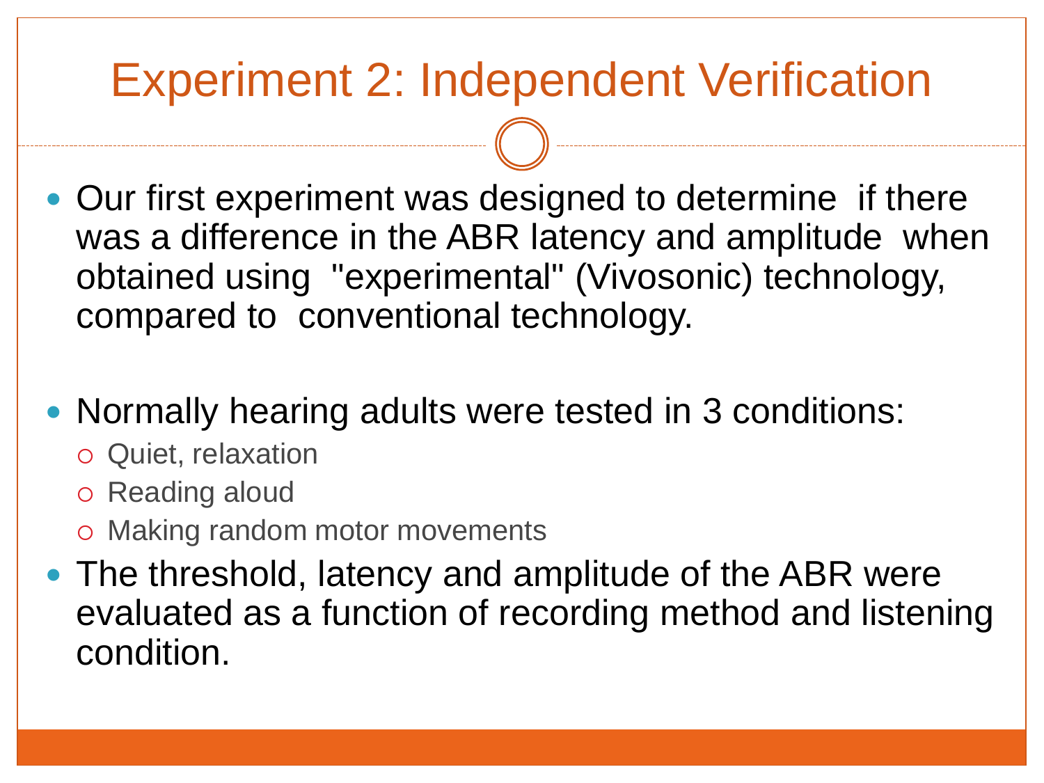# Experiment 2: Independent Verification

- Our first experiment was designed to determine if there was a difference in the ABR latency and amplitude when obtained using "experimental" (Vivosonic) technology, compared to conventional technology.

- Normally hearing adults were tested in 3 conditions:
  - Quiet, relaxation
  - Reading aloud
  - Making random motor movements
- The threshold, latency and amplitude of the ABR were evaluated as a function of recording method and listening condition.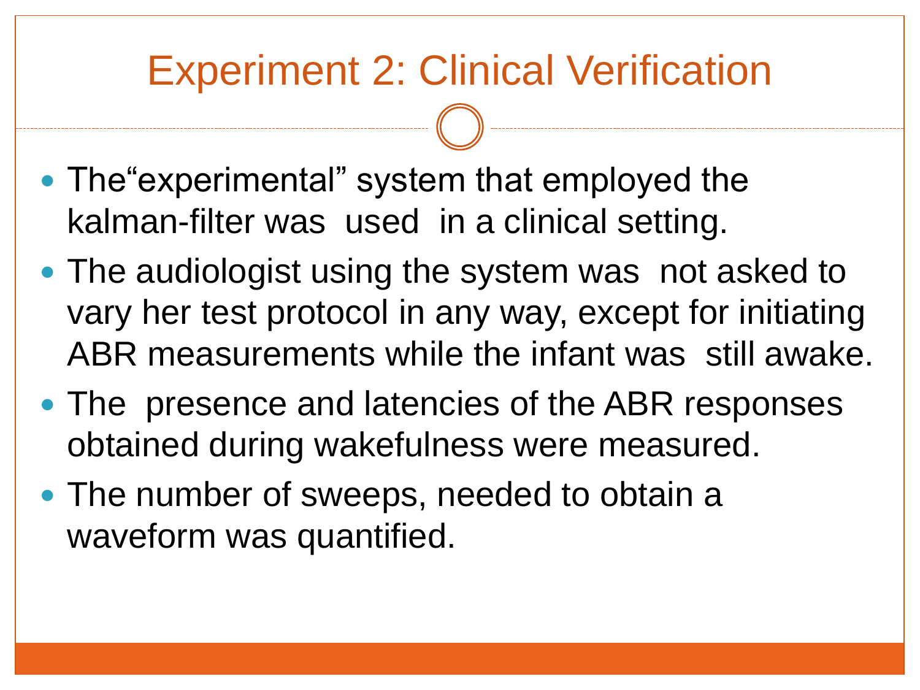# Experiment 2: Clinical Verification

- The“experimental” system that employed the kalman-filter was used in a clinical setting.
- The audiologist using the system was not asked to vary her test protocol in any way, except for initiating ABR measurements while the infant was still awake.
- The presence and latencies of the ABR responses obtained during wakefulness were measured.
- The number of sweeps, needed to obtain a waveform was quantified.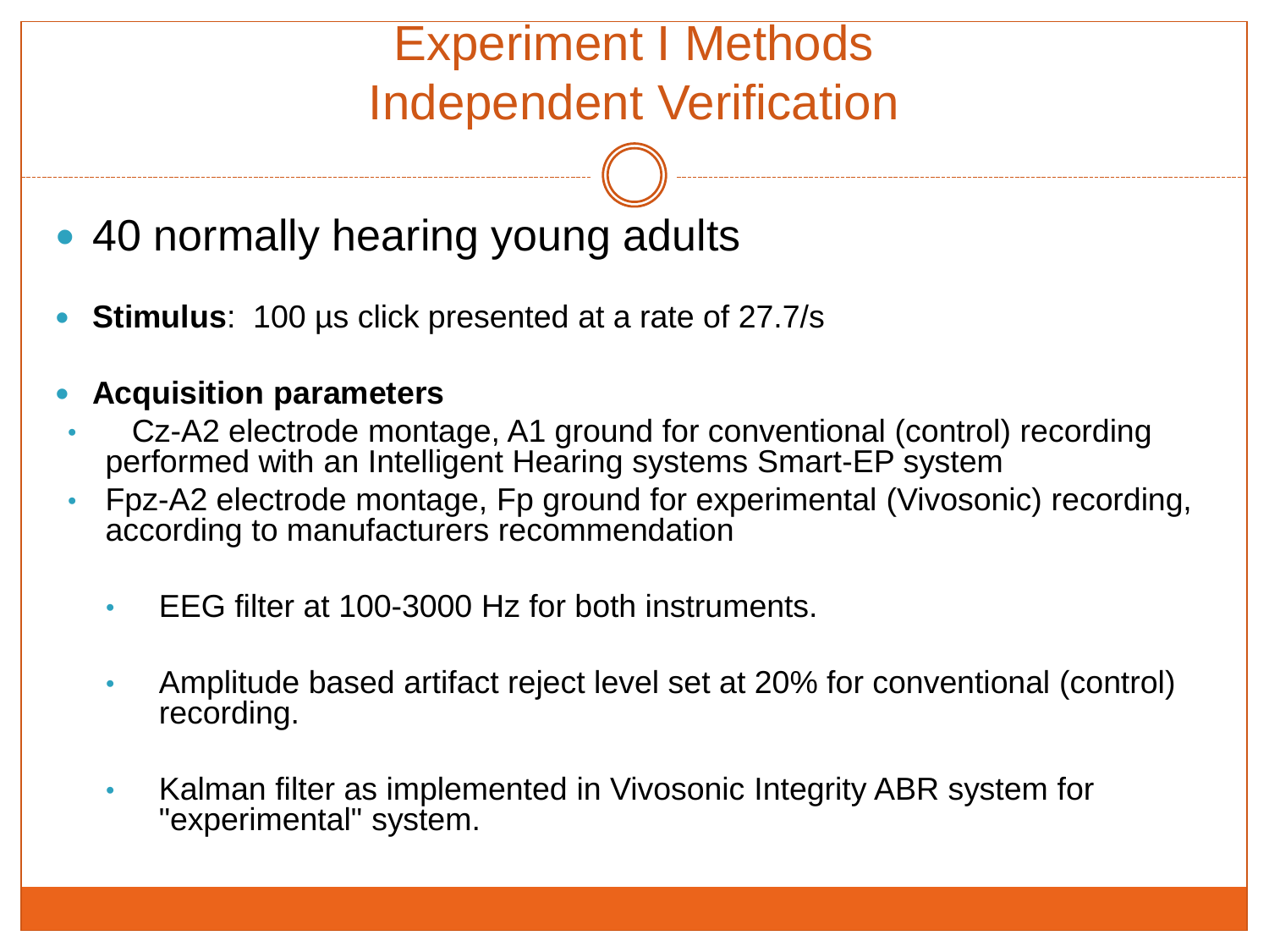# Experiment I Methods
# Independent Verification

- 40 normally hearing young adults

- **Stimulus**: 100 µs click presented at a rate of 27.7/s

- **Acquisition parameters**
  - Cz-A2 electrode montage, A1 ground for conventional (control) recording performed with an Intelligent Hearing systems Smart-EP system
  - Fpz-A2 electrode montage, Fp ground for experimental (Vivosonic) recording, according to manufacturers recommendation
    - EEG filter at 100-3000 Hz for both instruments.
    - Amplitude based artifact reject level set at 20% for conventional (control) recording.
    - Kalman filter as implemented in Vivosonic Integrity ABR system for "experimental" system.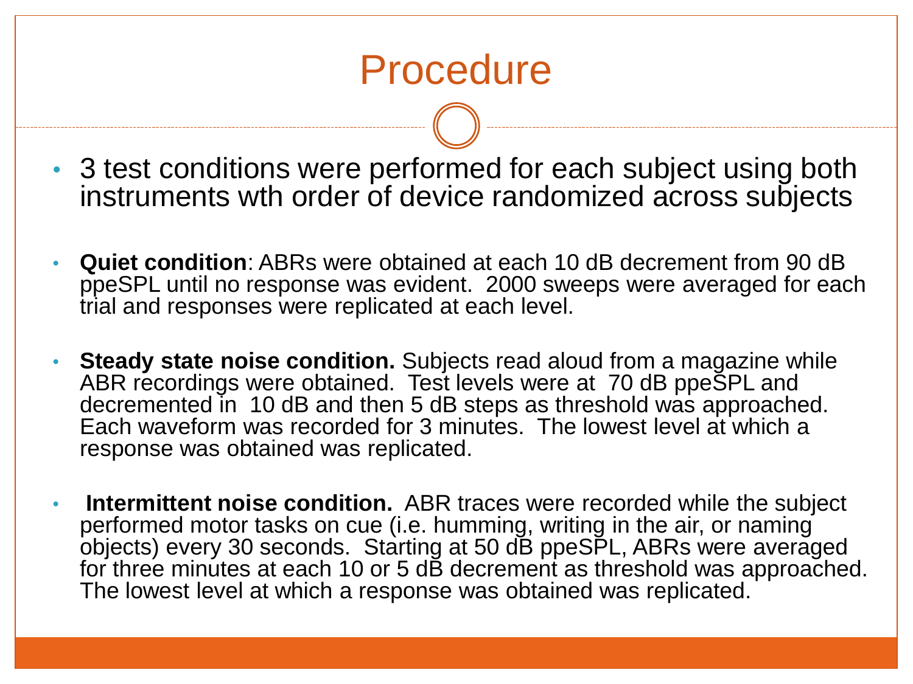# Procedure

- 3 test conditions were performed for each subject using both instruments wth order of device randomized across subjects

- **Quiet condition**: ABRs were obtained at each 10 dB decrement from 90 dB ppeSPL until no response was evident. 2000 sweeps were averaged for each trial and responses were replicated at each level.

- **Steady state noise condition.** Subjects read aloud from a magazine while ABR recordings were obtained. Test levels were at 70 dB ppeSPL and decremented in 10 dB and then 5 dB steps as threshold was approached. Each waveform was recorded for 3 minutes. The lowest level at which a response was obtained was replicated.

- **Intermittent noise condition.** ABR traces were recorded while the subject performed motor tasks on cue (i.e. humming, writing in the air, or naming objects) every 30 seconds. Starting at 50 dB ppeSPL, ABRs were averaged for three minutes at each 10 or 5 dB decrement as threshold was approached. The lowest level at which a response was obtained was replicated.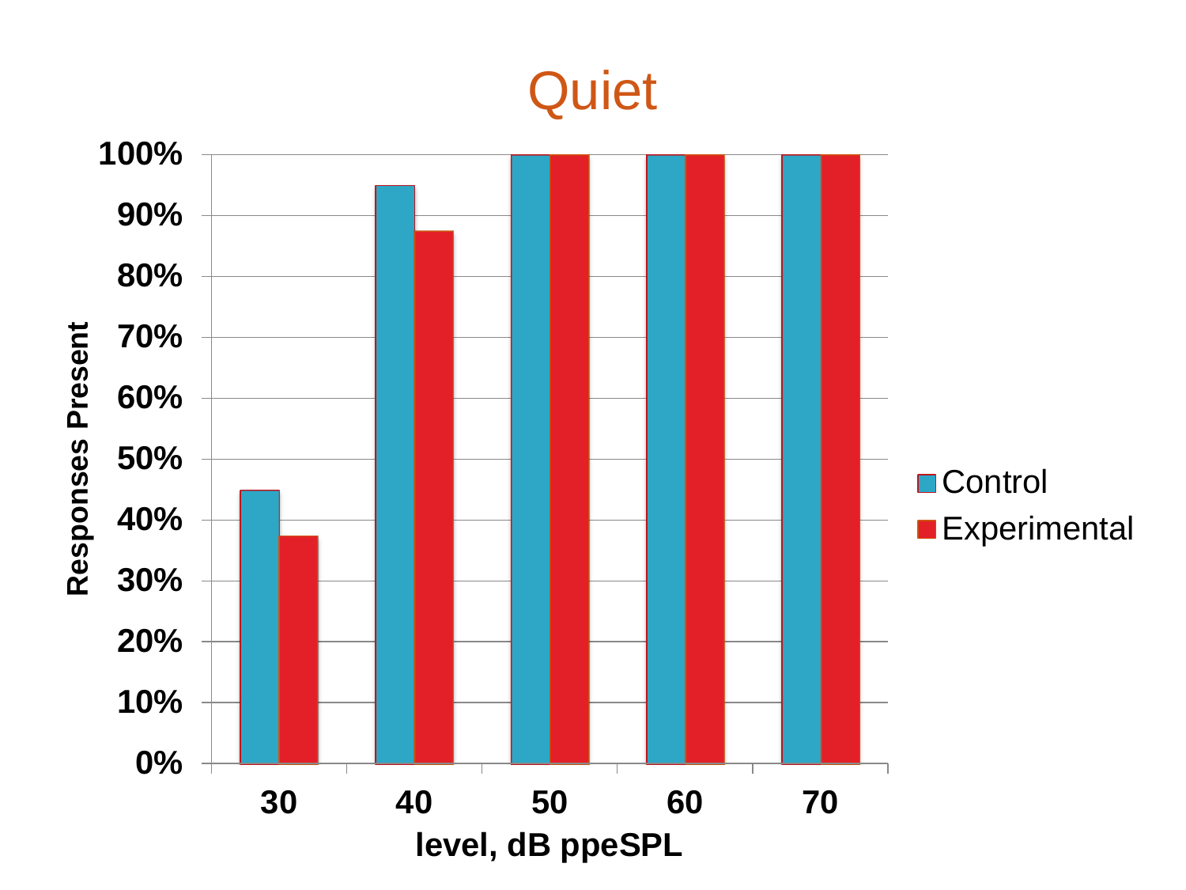# Quiet

| level, dB ppeSPL | Control | Experimental |
|---|---|---|
| 30 | 45% | 37.5% |
| 40 | 95% | 87.5% |
| 50 | 100% | 100% |
| 60 | 100% | 100% |
| 70 | 100% | 100% |

Y-axis: Responses Present (0%–100%)

X-axis: level, dB ppeSPL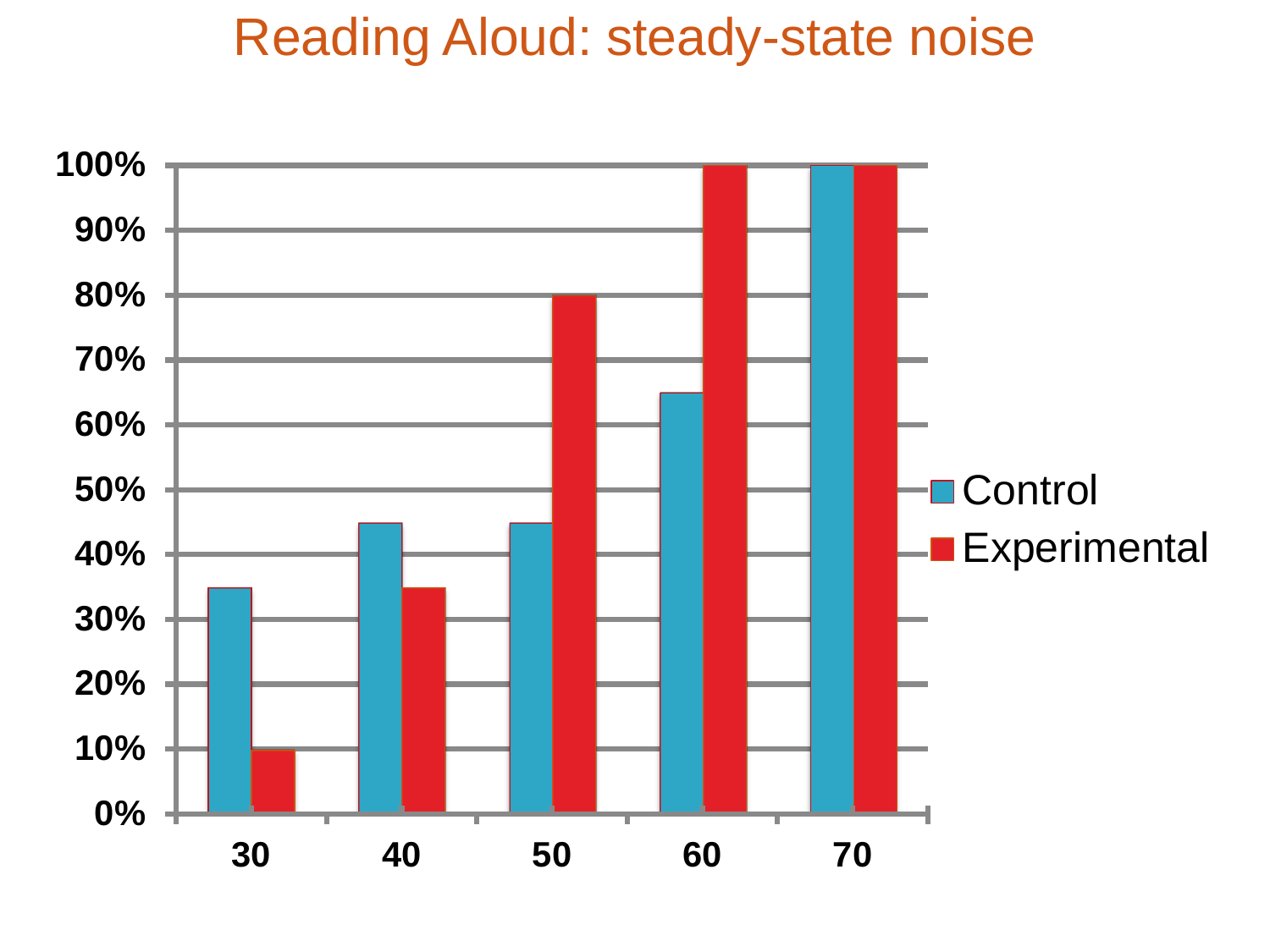# Reading Aloud: steady-state noise

| | Control | Experimental |
|---|---|---|
| 30 | 35% | 10% |
| 40 | 45% | 35% |
| 50 | 45% | 80% |
| 60 | 65% | 100% |
| 70 | 100% | 100% |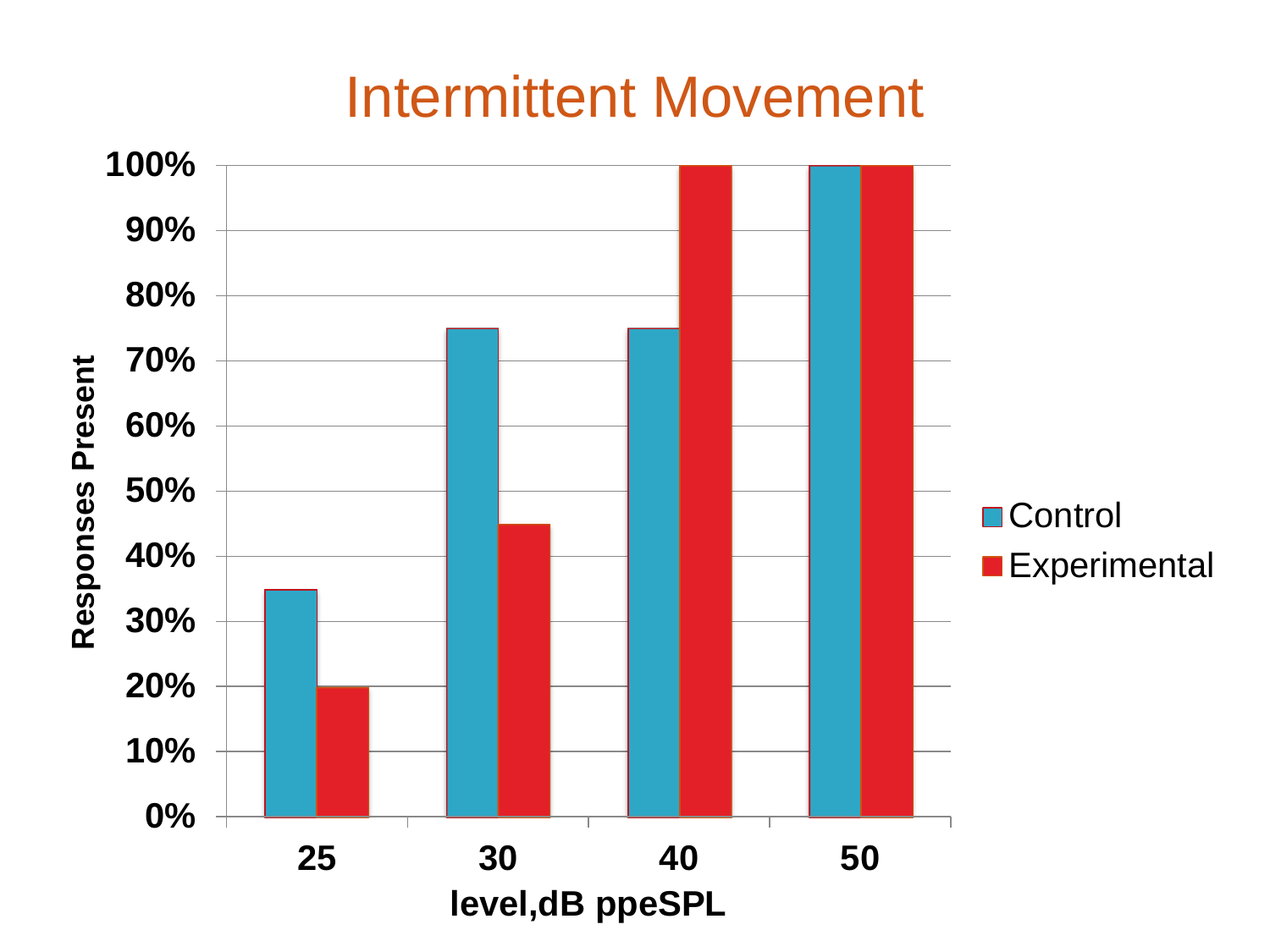# Intermittent Movement

| level,dB ppeSPL | Control | Experimental |
|---|---|---|
| 25 | 35% | 20% |
| 30 | 75% | 45% |
| 40 | 75% | 100% |
| 50 | 100% | 100% |

Responses Present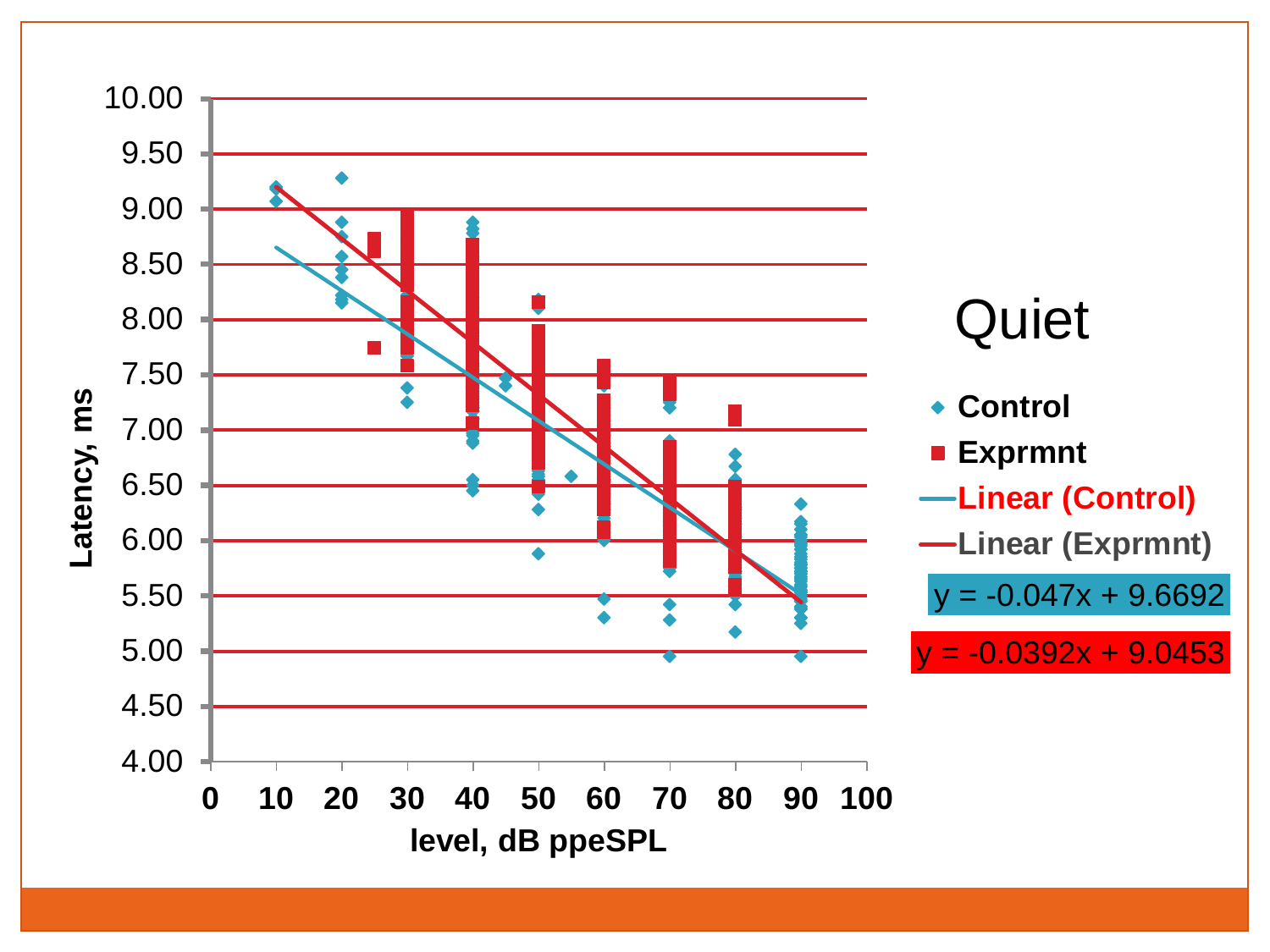Quiet

- Control
- Exprmnt
- Linear (Control)
- Linear (Exprmnt)

$y = -0.047x + 9.6692$

$y = -0.0392x + 9.0453$

Latency, ms

level, dB ppeSPL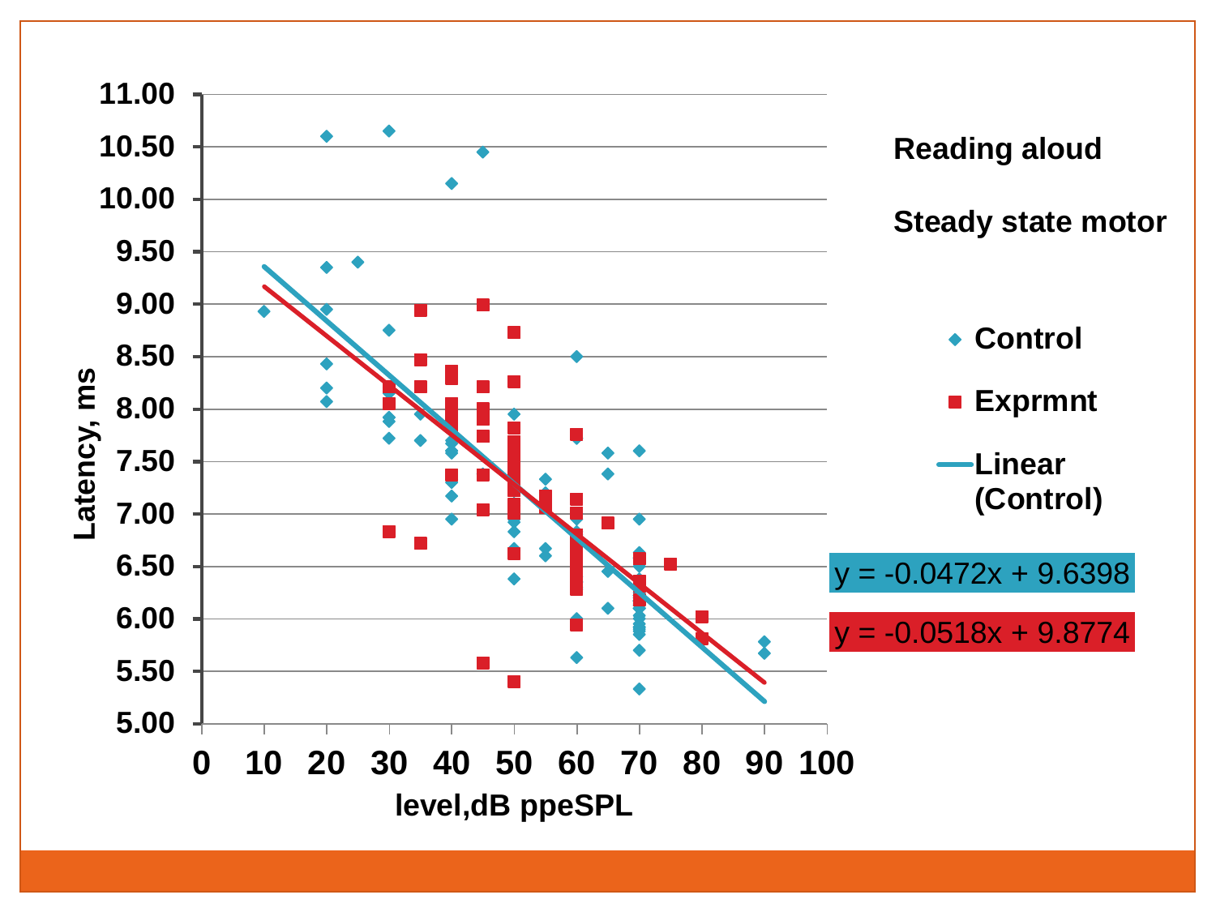Reading aloud

Steady state motor

- Control
- Exprmnt
- Linear (Control)

$y = -0.0472x + 9.6398$

$y = -0.0518x + 9.8774$

Latency, ms

level,dB ppeSPL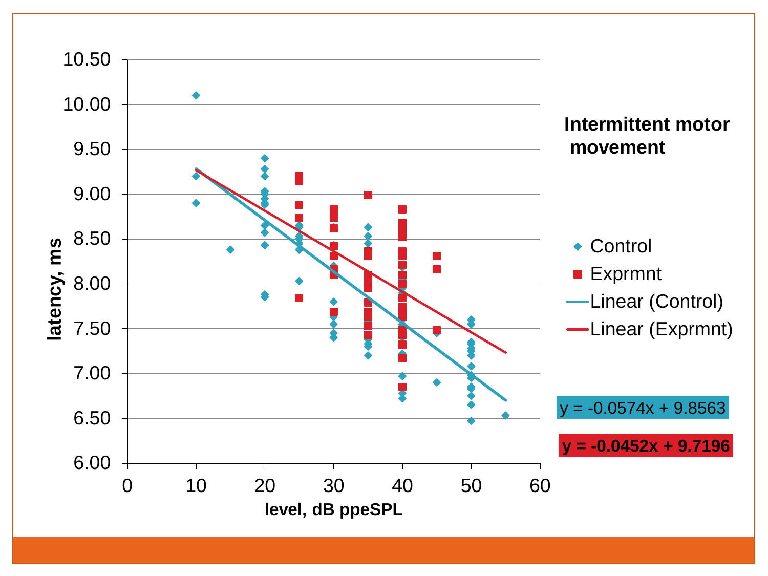**Intermittent motor movement**

$y = -0.0574x + 9.8563$

$y = -0.0452x + 9.7196$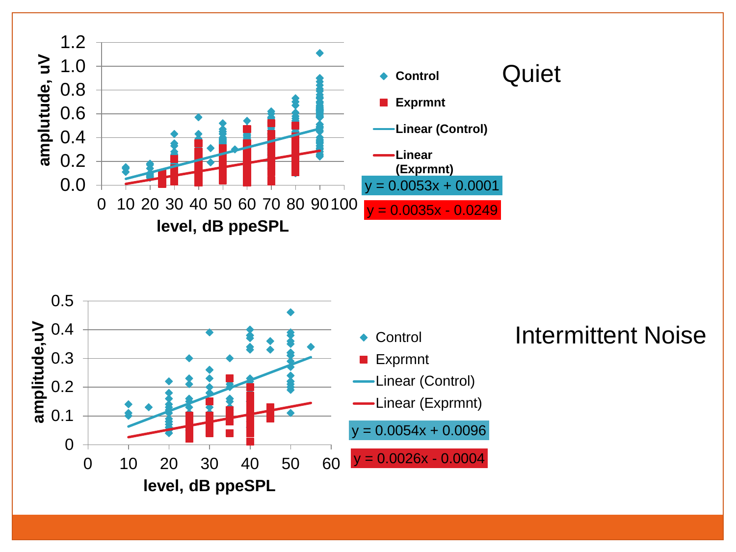## Quiet

Control

Exprmnt

Linear (Control)

Linear (Exprmnt)

$y = 0.0053x + 0.0001$

$y = 0.0035x - 0.0249$

amplutude, uV

level, dB ppeSPL

## Intermittent Noise

Control

Exprmnt

Linear (Control)

Linear (Exprmnt)

$y = 0.0054x + 0.0096$

$y = 0.0026x - 0.0004$

amplitude,uV

level, dB ppeSPL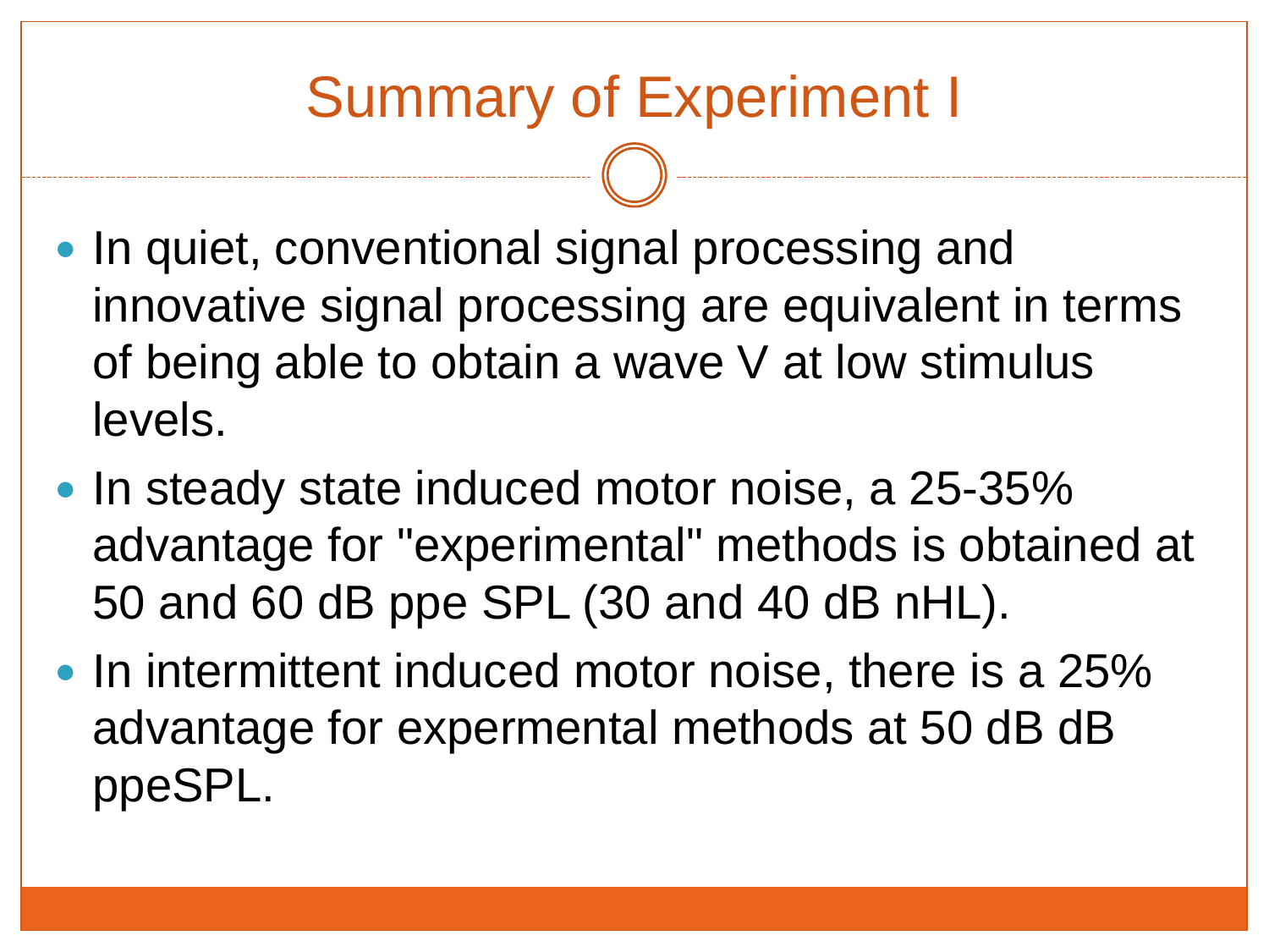# Summary of Experiment I

- In quiet, conventional signal processing and innovative signal processing are equivalent in terms of being able to obtain a wave V at low stimulus levels.
- In steady state induced motor noise, a 25-35% advantage for "experimental" methods is obtained at 50 and 60 dB ppe SPL (30 and 40 dB nHL).
- In intermittent induced motor noise, there is a 25% advantage for expermental methods at 50 dB dB ppeSPL.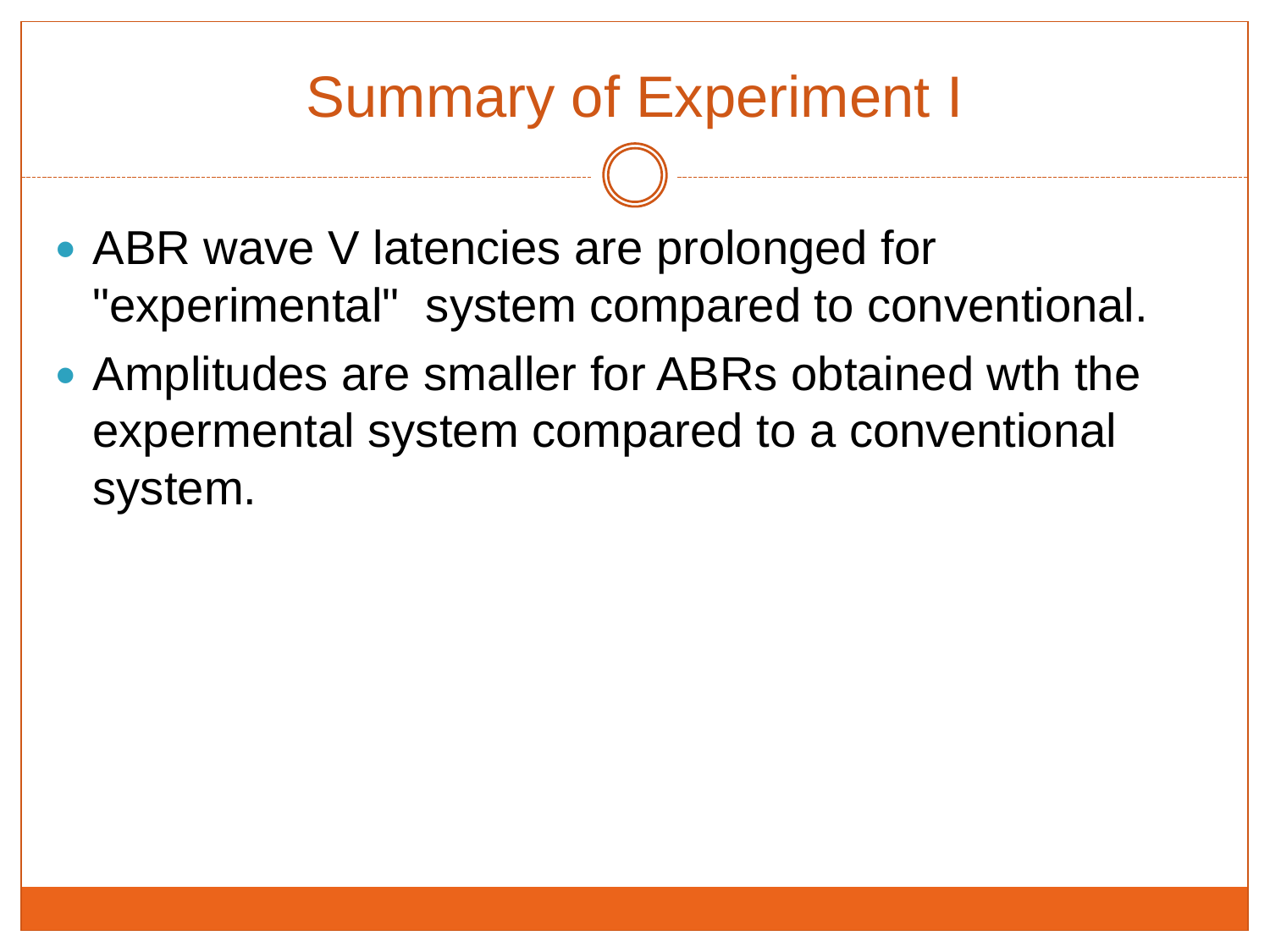# Summary of Experiment I

- ABR wave V latencies are prolonged for "experimental" system compared to conventional.
- Amplitudes are smaller for ABRs obtained wth the expermental system compared to a conventional system.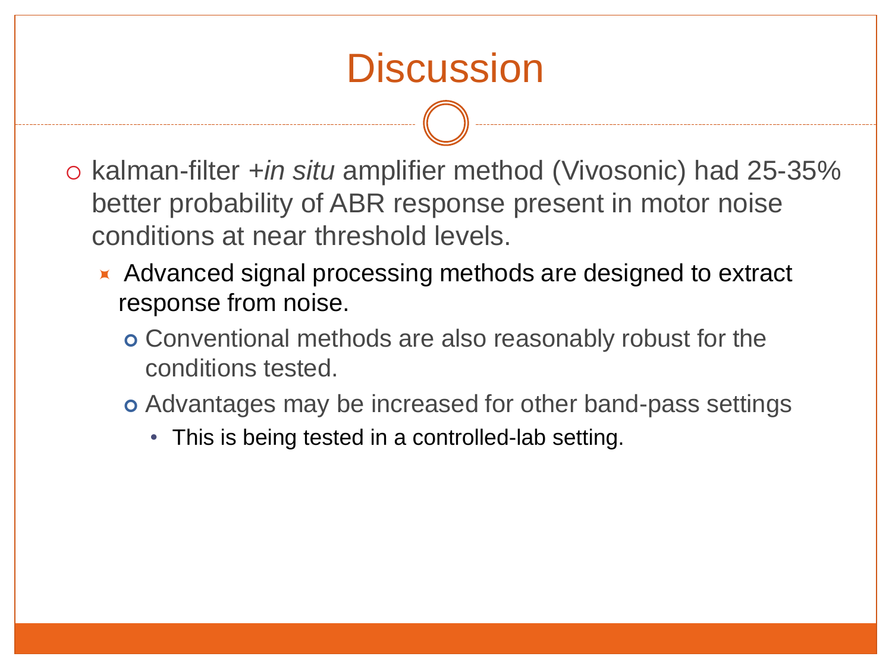# Discussion

- kalman-filter +*in situ* amplifier method (Vivosonic) had 25-35% better probability of ABR response present in motor noise conditions at near threshold levels.
  - Advanced signal processing methods are designed to extract response from noise.
    - Conventional methods are also reasonably robust for the conditions tested.
    - Advantages may be increased for other band-pass settings
      - This is being tested in a controlled-lab setting.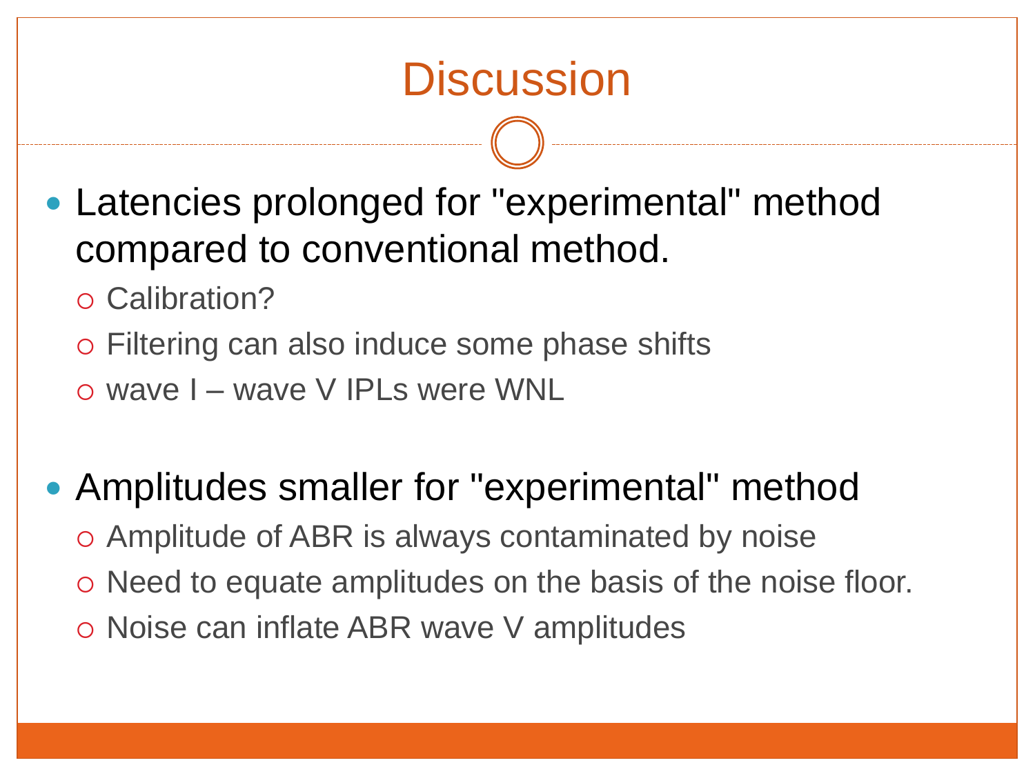# Discussion

- Latencies prolonged for "experimental" method compared to conventional method.
  - Calibration?
  - Filtering can also induce some phase shifts
  - wave I – wave V IPLs were WNL

- Amplitudes smaller for "experimental" method
  - Amplitude of ABR is always contaminated by noise
  - Need to equate amplitudes on the basis of the noise floor.
  - Noise can inflate ABR wave V amplitudes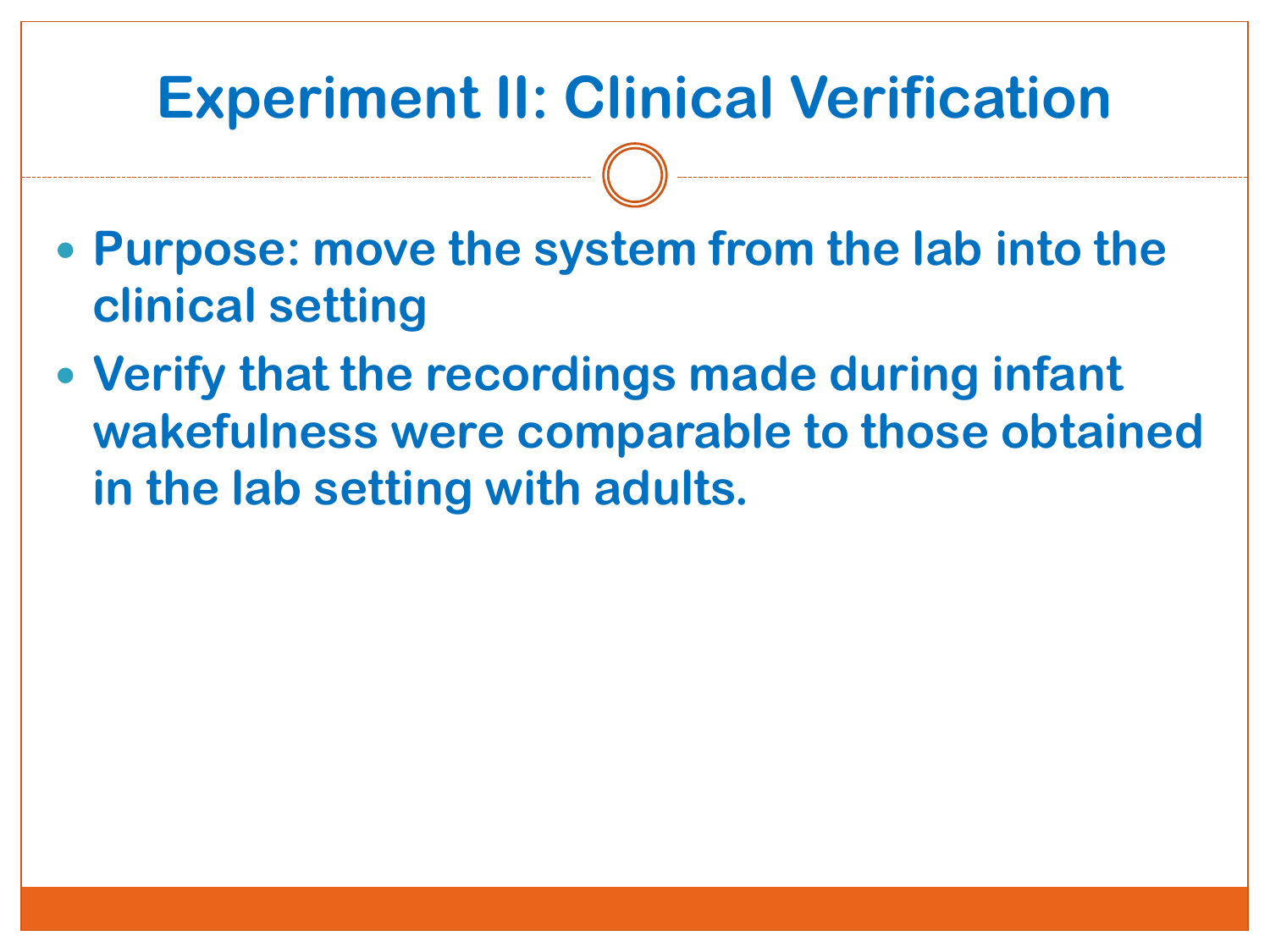# Experiment II: Clinical Verification

- **Purpose: move the system from the lab into the clinical setting**
- **Verify that the recordings made during infant wakefulness were comparable to those obtained in the lab setting with adults.**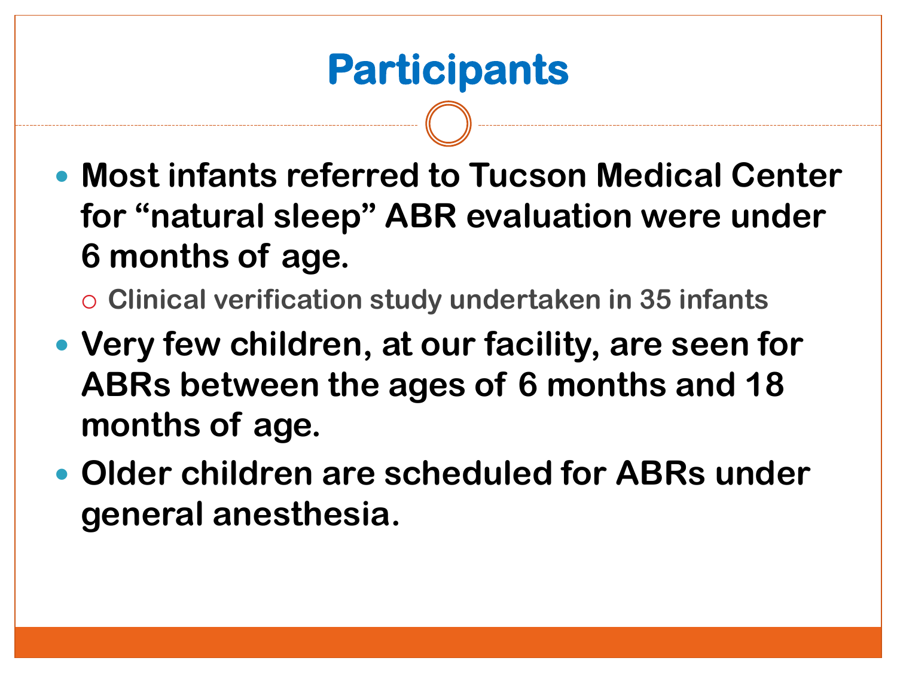# Participants

- **Most infants referred to Tucson Medical Center for "natural sleep" ABR evaluation were under 6 months of age.**
  - **Clinical verification study undertaken in 35 infants**
- **Very few children, at our facility, are seen for ABRs between the ages of 6 months and 18 months of age.**
- **Older children are scheduled for ABRs under general anesthesia.**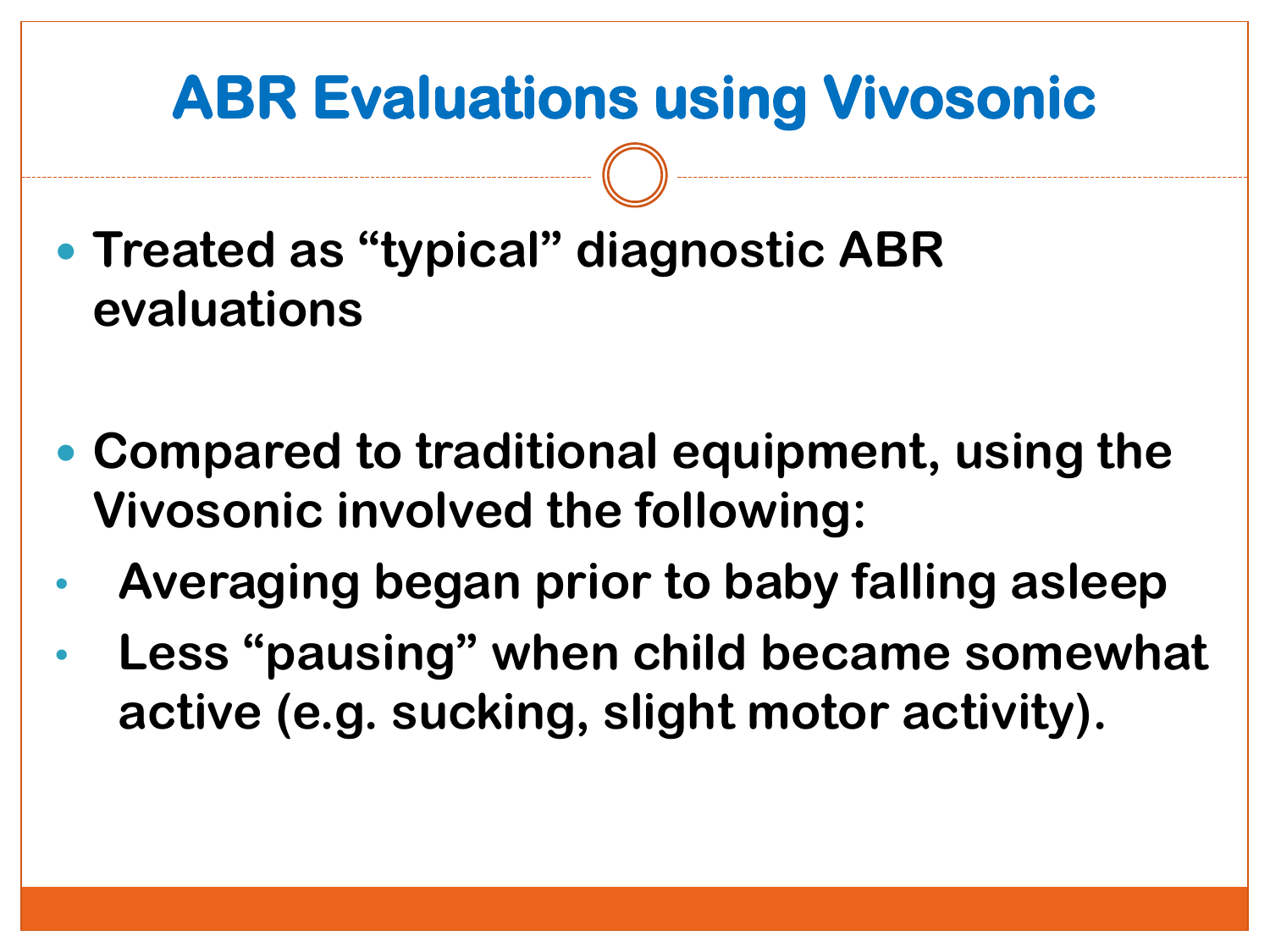# ABR Evaluations using Vivosonic

- **Treated as "typical" diagnostic ABR evaluations**

- **Compared to traditional equipment, using the Vivosonic involved the following:**
  - **Averaging began prior to baby falling asleep**
  - **Less "pausing" when child became somewhat active (e.g. sucking, slight motor activity).**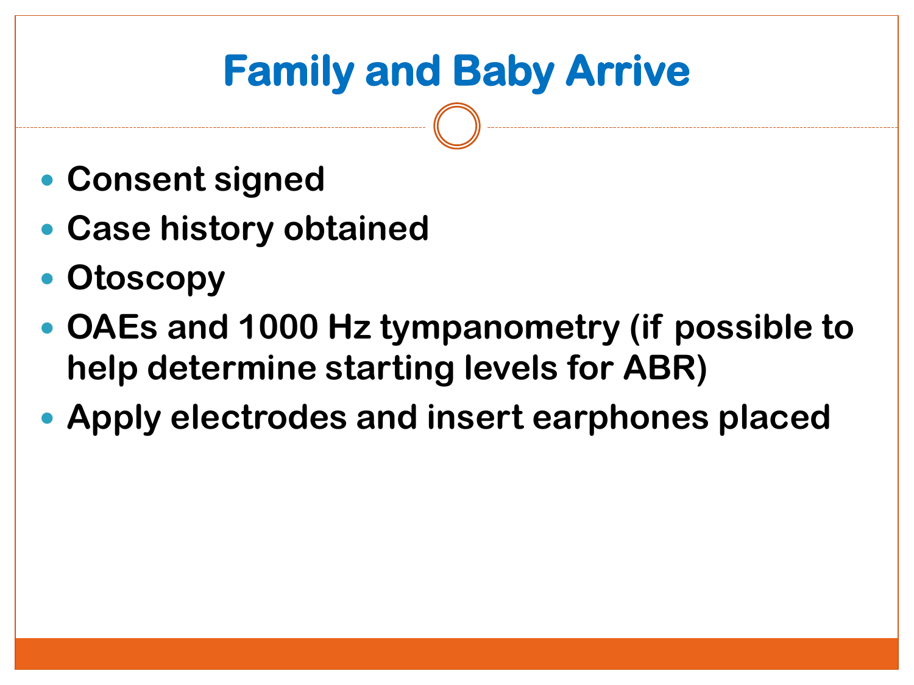# Family and Baby Arrive

- Consent signed
- Case history obtained
- Otoscopy
- OAEs and 1000 Hz tympanometry (if possible to help determine starting levels for ABR)
- Apply electrodes and insert earphones placed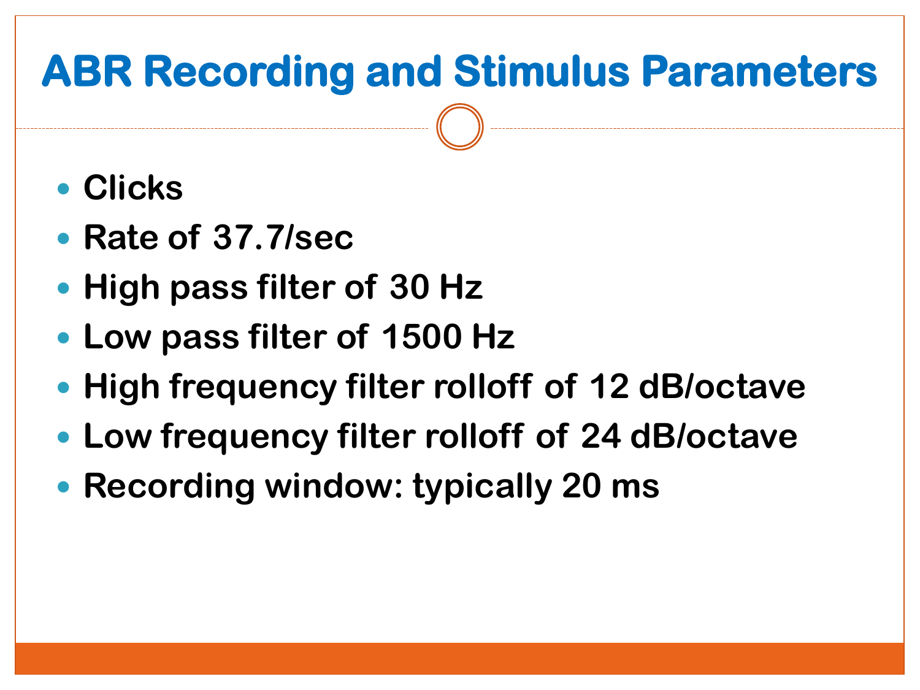# ABR Recording and Stimulus Parameters

- Clicks
- Rate of 37.7/sec
- High pass filter of 30 Hz
- Low pass filter of 1500 Hz
- High frequency filter rolloff of 12 dB/octave
- Low frequency filter rolloff of 24 dB/octave
- Recording window: typically 20 ms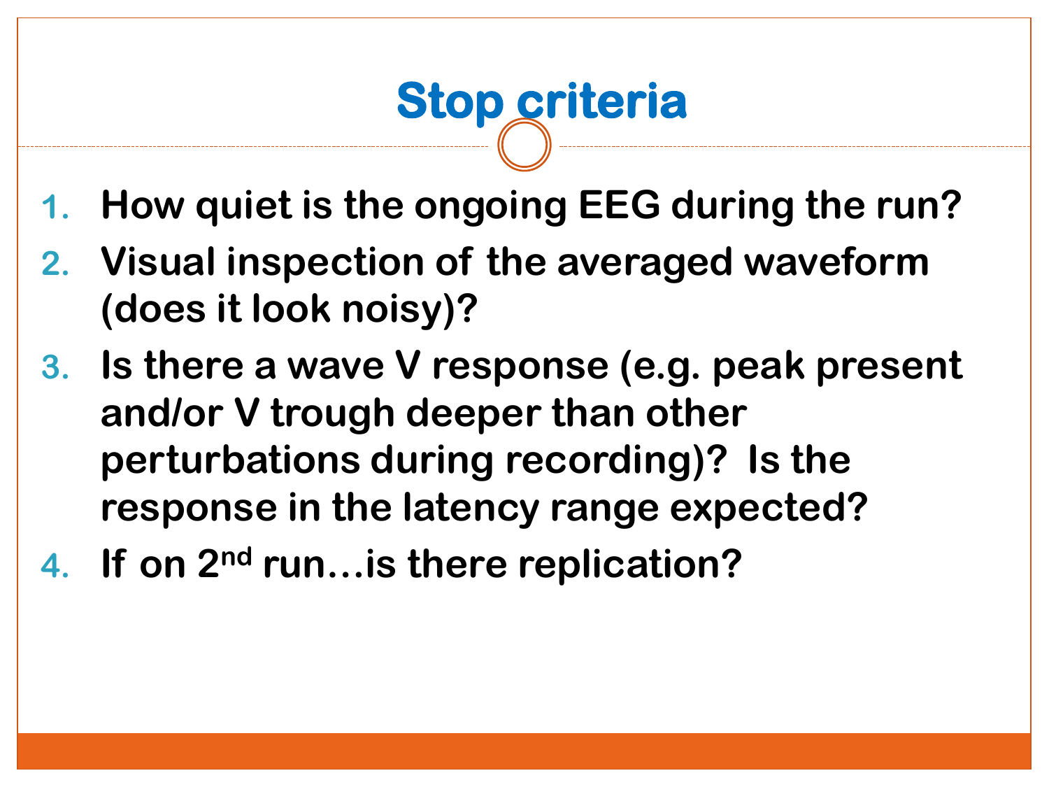# Stop criteria

1. How quiet is the ongoing EEG during the run?
2. Visual inspection of the averaged waveform (does it look noisy)?
3. Is there a wave V response (e.g. peak present and/or V trough deeper than other perturbations during recording)? Is the response in the latency range expected?
4. If on 2nd run…is there replication?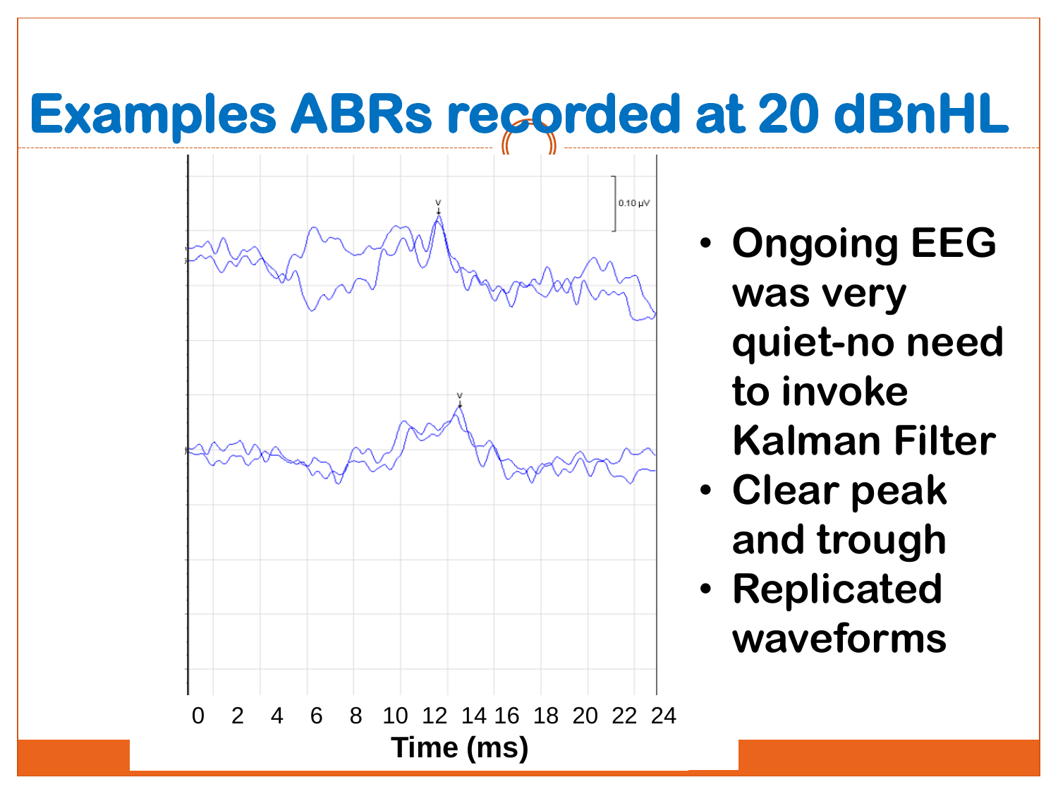# Examples ABRs recorded at 20 dBnHL

- Ongoing EEG was very quiet-no need to invoke Kalman Filter
- Clear peak and trough
- Replicated waveforms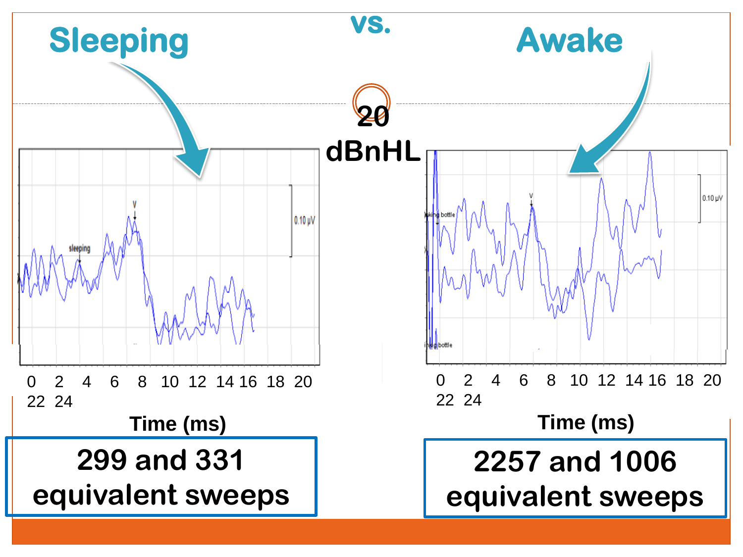# Sleeping vs. Awake

**20 dBnHL**

**Sleeping**

0 2 4 6 8 10 12 14 16 18 20 22 24

Time (ms)

**299 and 331 equivalent sweeps**

**Awake**

0 2 4 6 8 10 12 14 16 18 20 22 24

Time (ms)

**2257 and 1006 equivalent sweeps**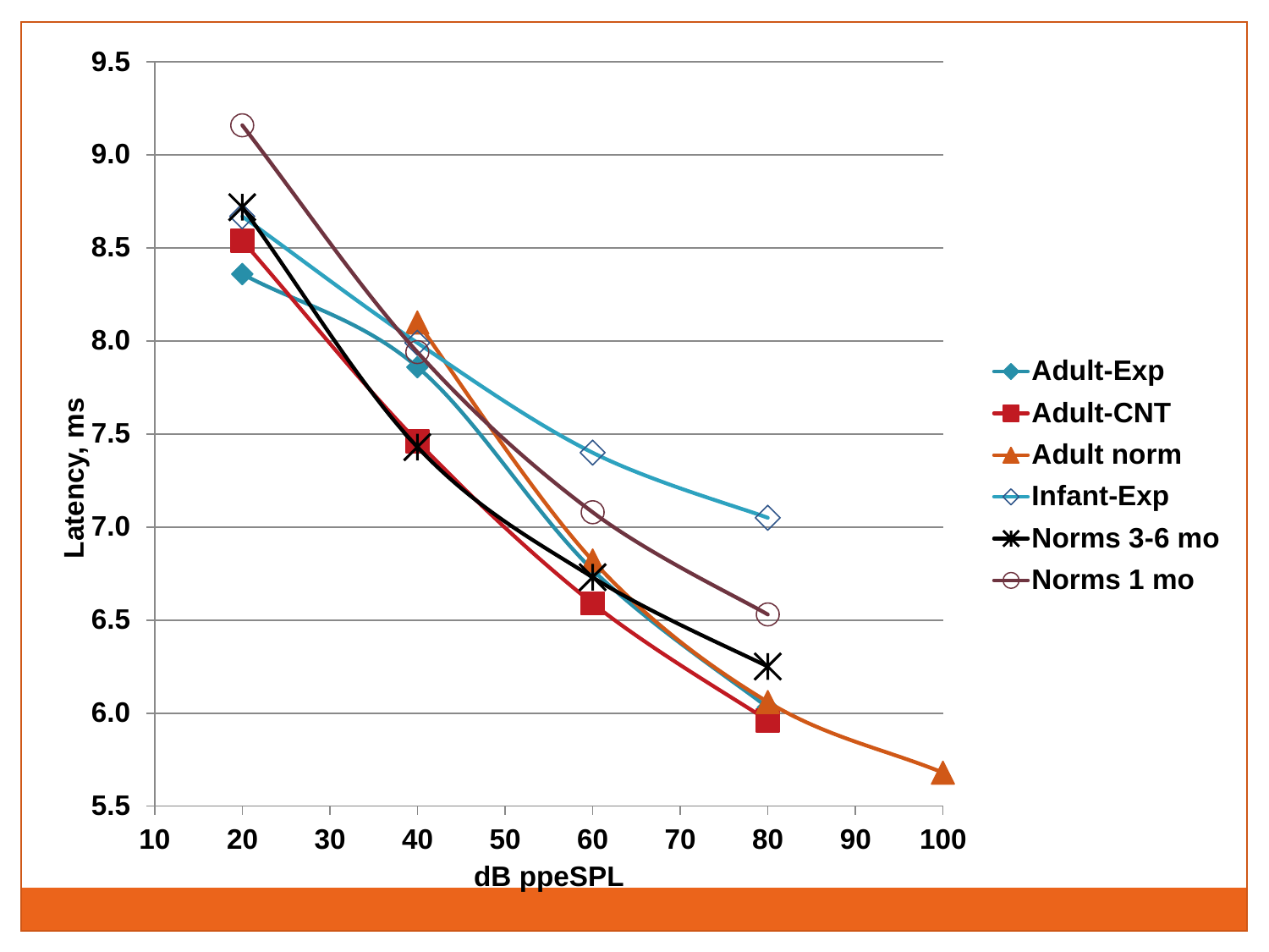Latency, ms

dB ppeSPL

- Adult-Exp
- Adult-CNT
- Adult norm
- Infant-Exp
- Norms 3-6 mo
- Norms 1 mo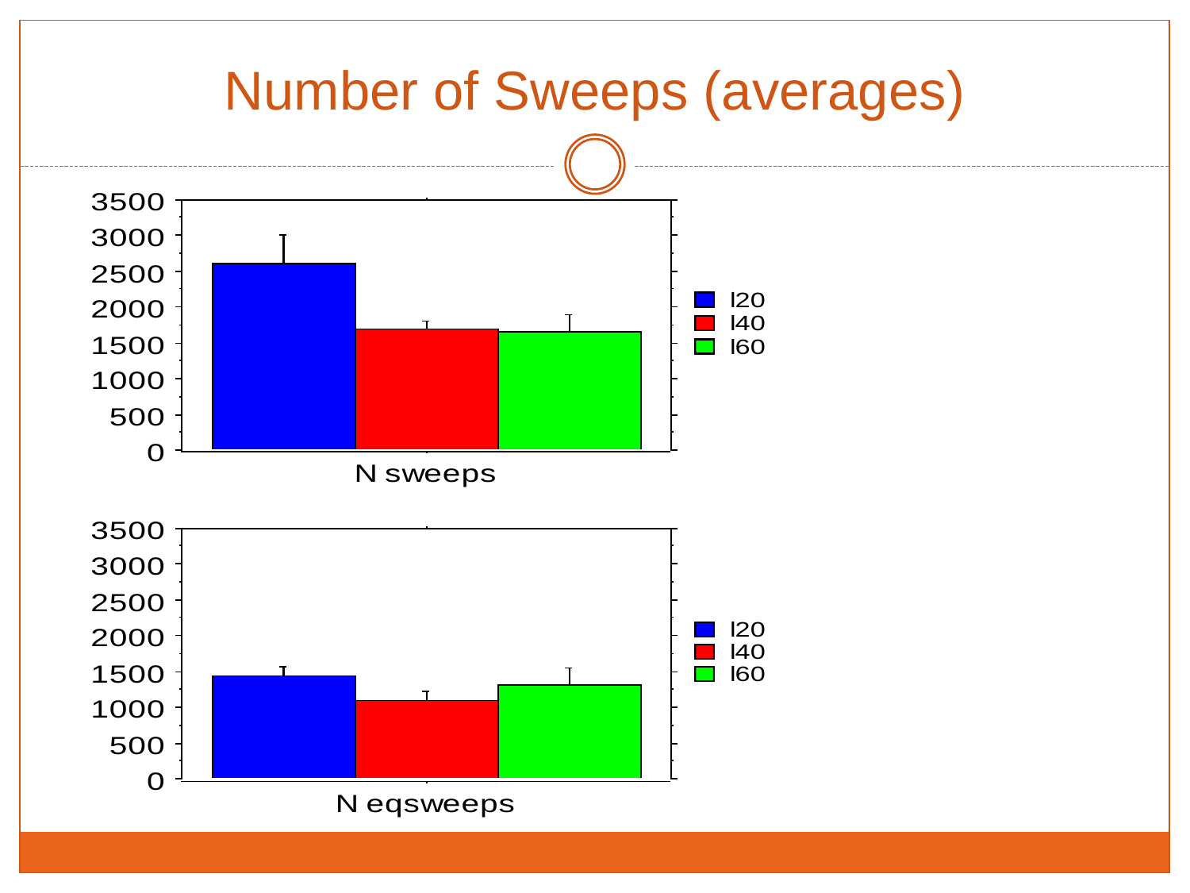# Number of Sweeps (averages)

3500
3000
2500
2000
1500
1000
500
0

I20
I40
I60

N sweeps

3500
3000
2500
2000
1500
1000
500
0

I20
I40
I60

N eqsweeps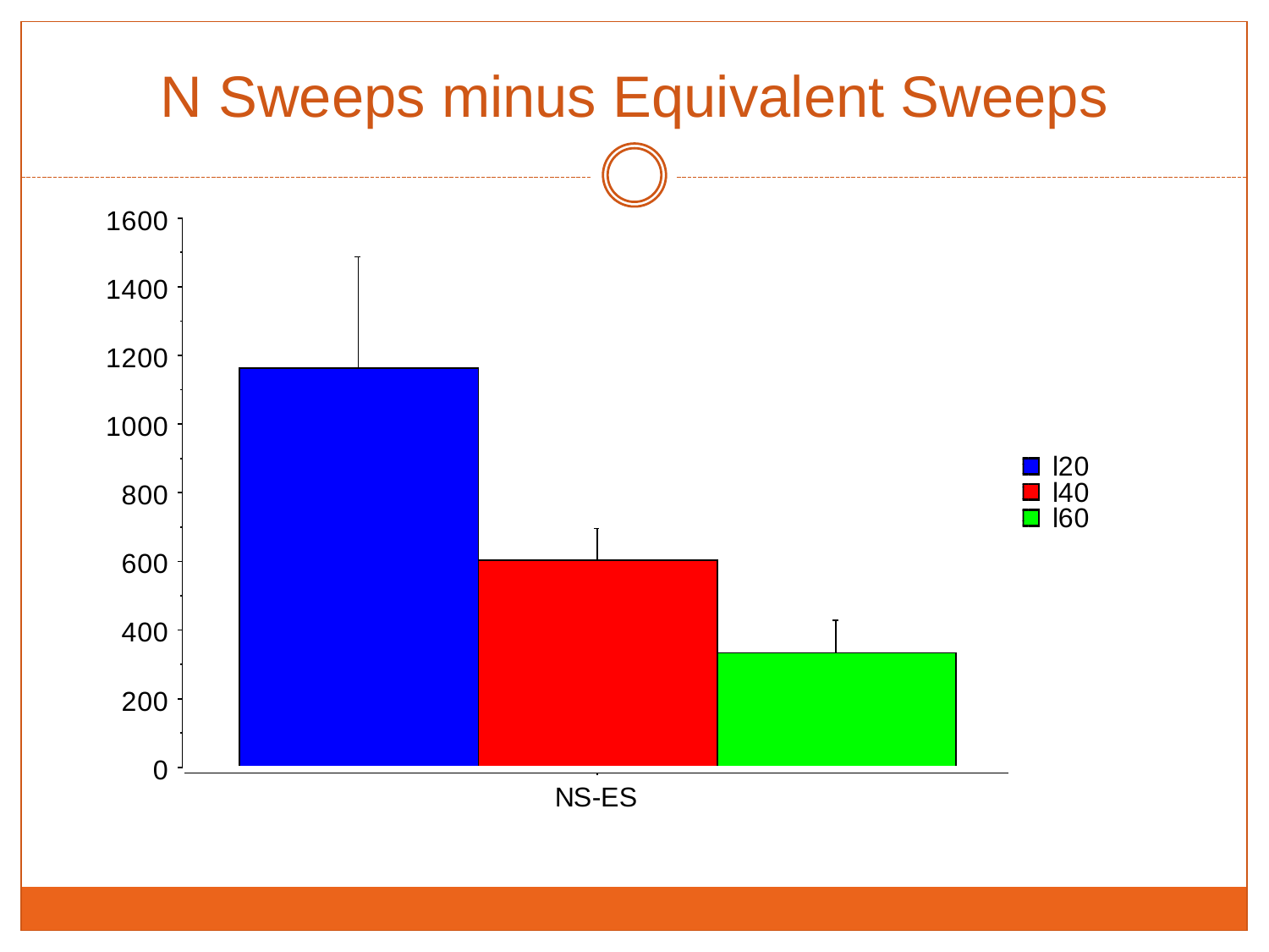# N Sweeps minus Equivalent Sweeps

1600

1400

1200

1000

800

600

400

200

0

NS-ES

I20

I40

I60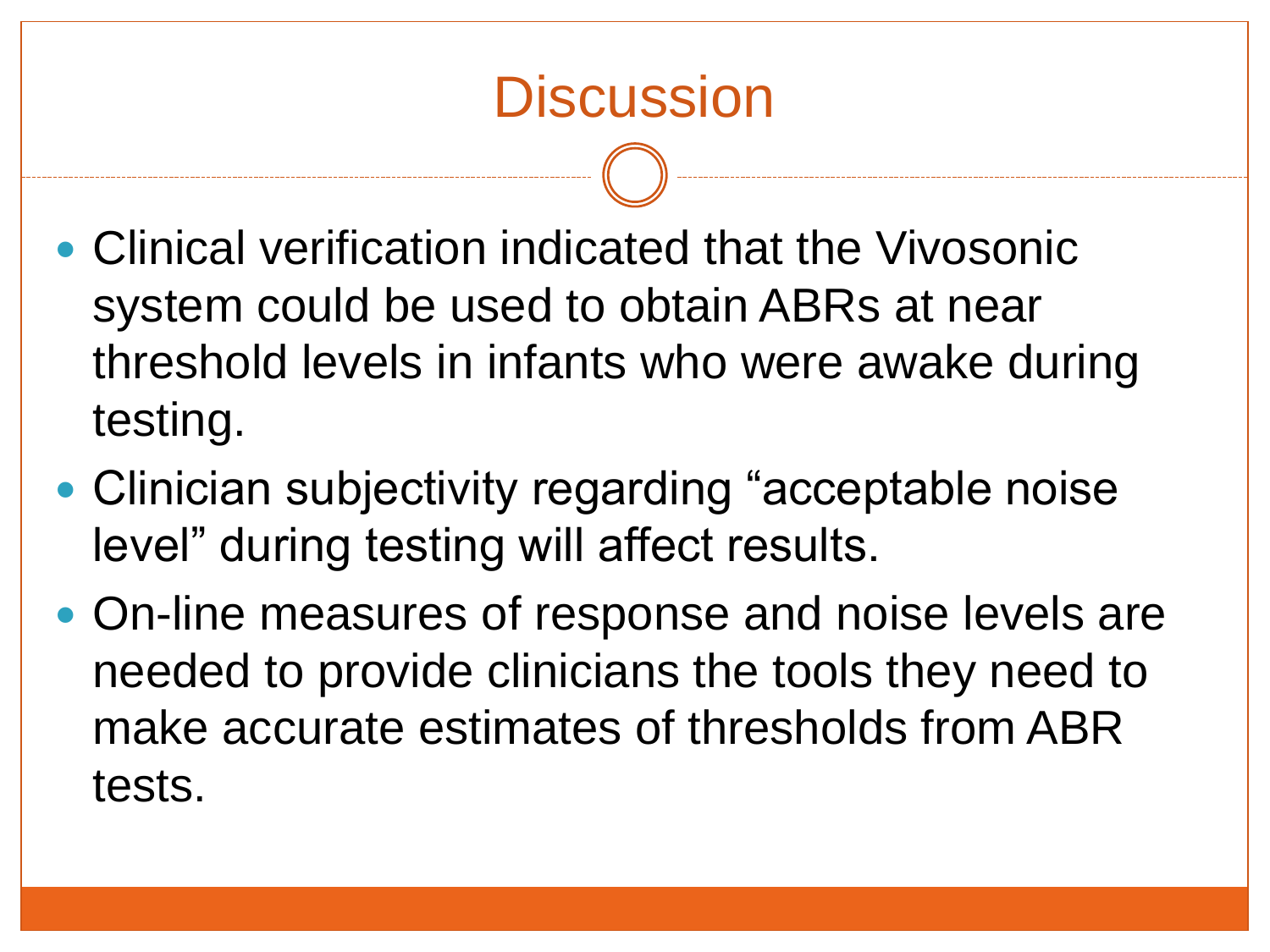# Discussion

- Clinical verification indicated that the Vivosonic system could be used to obtain ABRs at near threshold levels in infants who were awake during testing.
- Clinician subjectivity regarding “acceptable noise level” during testing will affect results.
- On-line measures of response and noise levels are needed to provide clinicians the tools they need to make accurate estimates of thresholds from ABR tests.